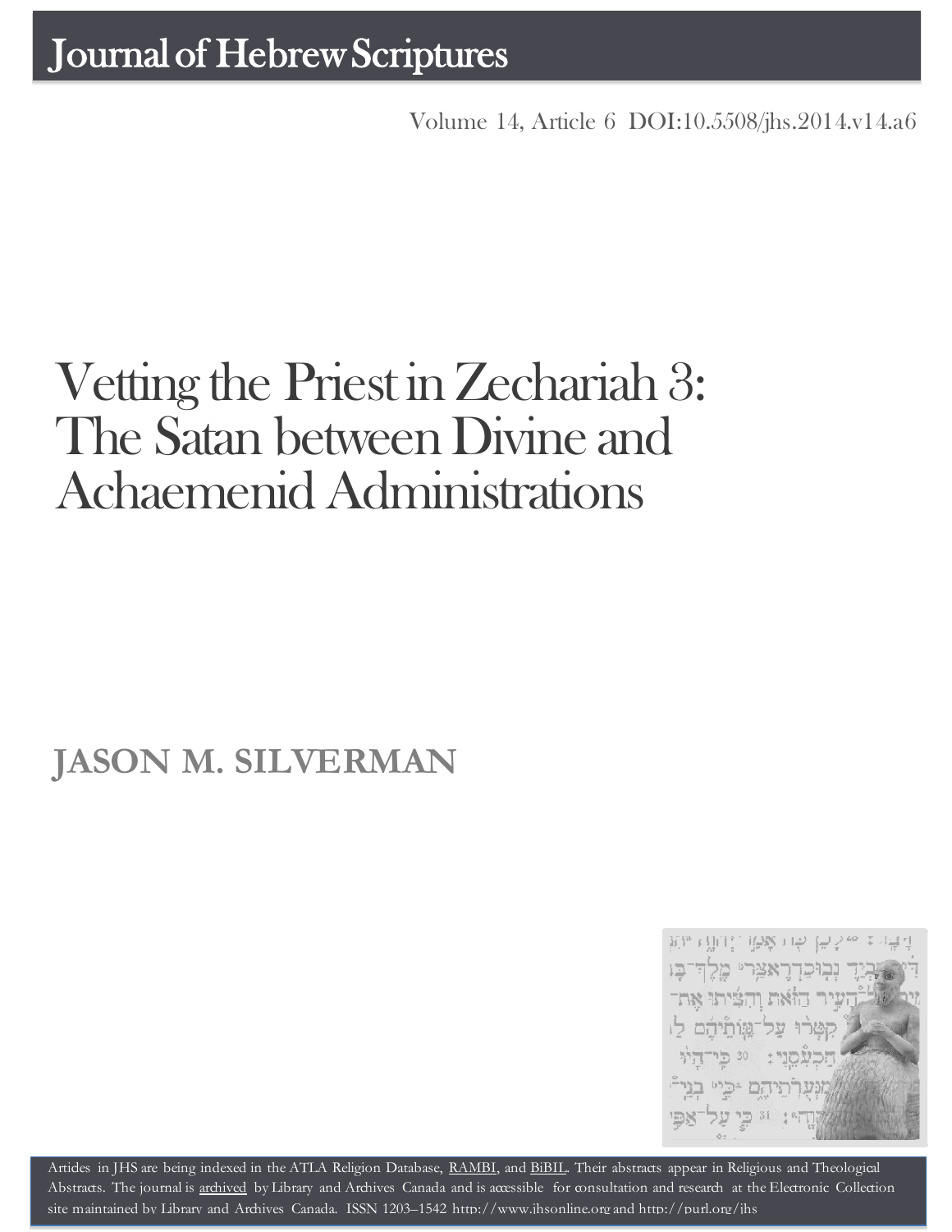# Journal of Hebrew Scriptures

Volume 14, Article 6 DOI:10.5508/jhs.2014.v14.a6

# Vetting the Priest in Zechariah 3: The Satan between Divine and Achaemenid Administrations

**JASON M. SILVERMAN**

Articles in JHS are being indexed in the ATLA Religion Database, RAMBI, and BiBIL. Their abstracts appear in Religious and Theological Abstracts. The journal is archived by Library and Archives Canada and is accessible for consultation and research at the Electronic Collection site maintained by Library and Archives Canada. ISSN 1203–1542 http://www.jhsonline.org and http://purl.org/jhs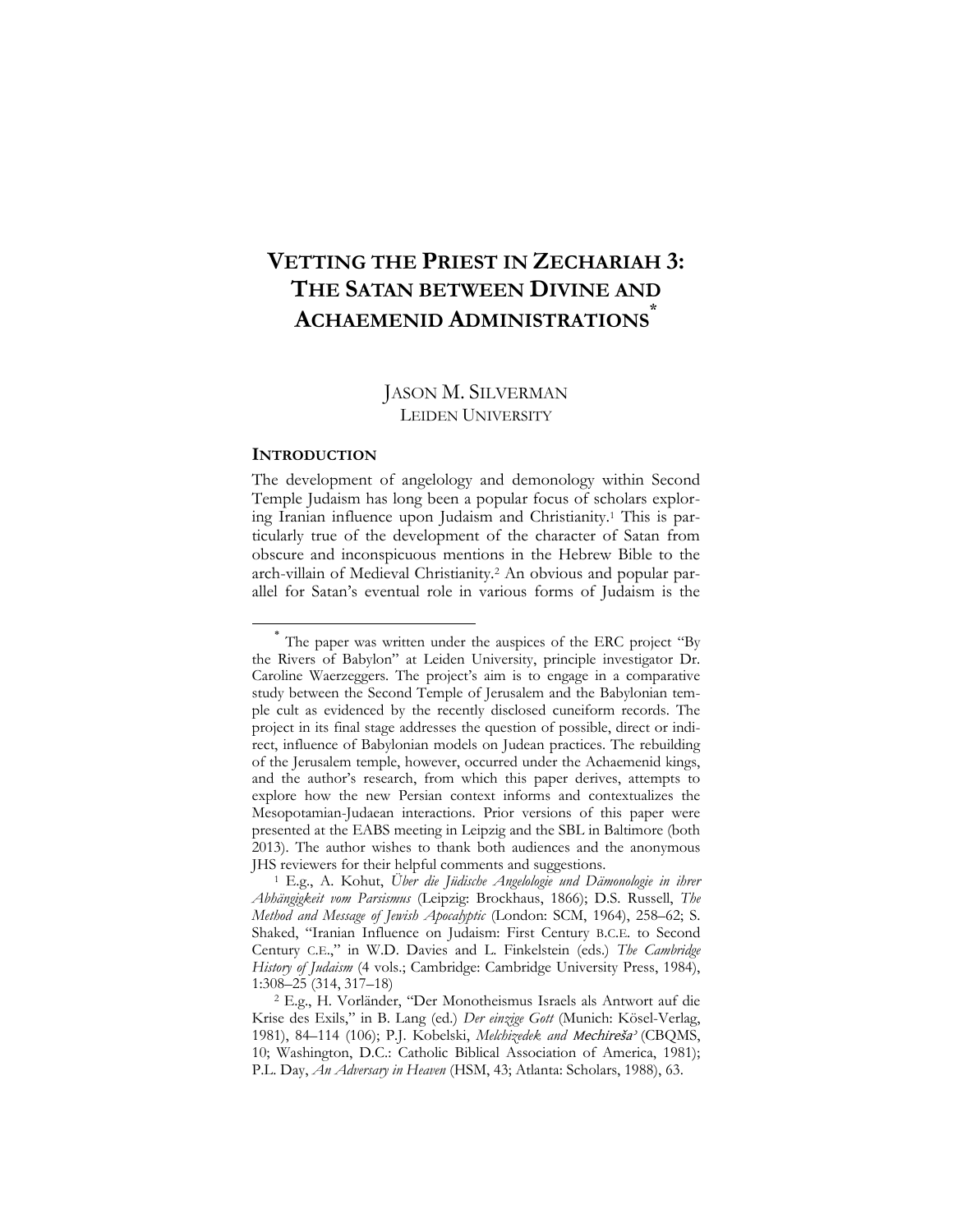# VETTING THE PRIEST IN ZECHARIAH 3: THE SATAN BETWEEN DIVINE AND ACHAEMENID ADMINISTRATIONS*

JASON M. SILVERMAN
LEIDEN UNIVERSITY

## INTRODUCTION

The development of angelology and demonology within Second Temple Judaism has long been a popular focus of scholars exploring Iranian influence upon Judaism and Christianity.[1] This is particularly true of the development of the character of Satan from obscure and inconspicuous mentions in the Hebrew Bible to the arch-villain of Medieval Christianity.[2] An obvious and popular parallel for Satan's eventual role in various forms of Judaism is the

---

* The paper was written under the auspices of the ERC project "By the Rivers of Babylon" at Leiden University, principle investigator Dr. Caroline Waerzeggers. The project's aim is to engage in a comparative study between the Second Temple of Jerusalem and the Babylonian temple cult as evidenced by the recently disclosed cuneiform records. The project in its final stage addresses the question of possible, direct or indirect, influence of Babylonian models on Judean practices. The rebuilding of the Jerusalem temple, however, occurred under the Achaemenid kings, and the author's research, from which this paper derives, attempts to explore how the new Persian context informs and contextualizes the Mesopotamian-Judaean interactions. Prior versions of this paper were presented at the EABS meeting in Leipzig and the SBL in Baltimore (both 2013). The author wishes to thank both audiences and the anonymous JHS reviewers for their helpful comments and suggestions.

[1] E.g., A. Kohut, *Über die Jüdische Angelologie und Dämonologie in ihrer Abhängigkeit vom Parsismus* (Leipzig: Brockhaus, 1866); D.S. Russell, *The Method and Message of Jewish Apocalyptic* (London: SCM, 1964), 258–62; S. Shaked, "Iranian Influence on Judaism: First Century B.C.E. to Second Century C.E.," in W.D. Davies and L. Finkelstein (eds.) *The Cambridge History of Judaism* (4 vols.; Cambridge: Cambridge University Press, 1984), 1:308–25 (314, 317–18)

[2] E.g., H. Vorländer, "Der Monotheismus Israels als Antwort auf die Krise des Exils," in B. Lang (ed.) *Der einzige Gott* (Munich: Kösel-Verlag, 1981), 84–114 (106); P.J. Kobelski, *Melchizedek and Mechireša'* (CBQMS, 10; Washington, D.C.: Catholic Biblical Association of America, 1981); P.L. Day, *An Adversary in Heaven* (HSM, 43; Atlanta: Scholars, 1988), 63.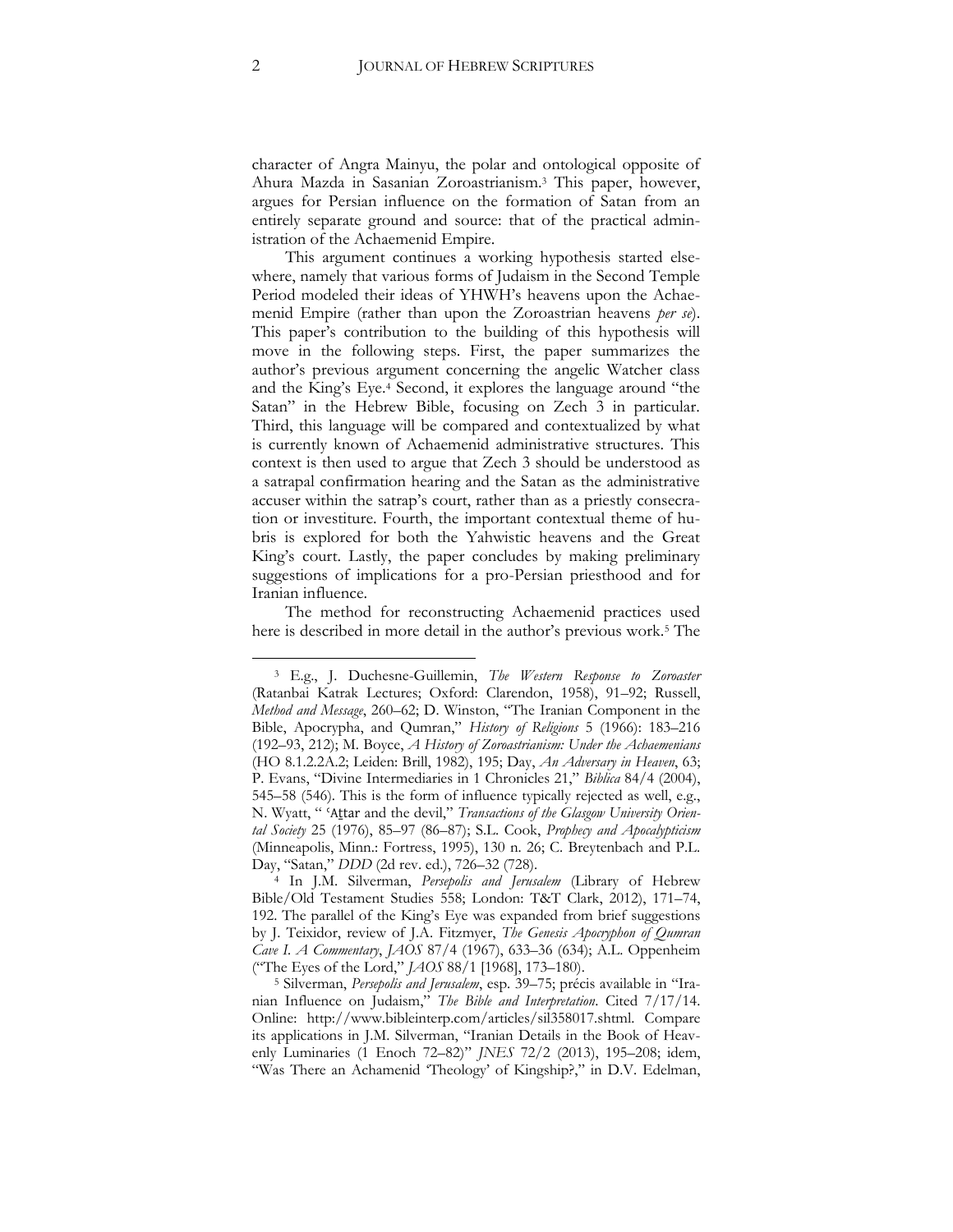character of Angra Mainyu, the polar and ontological opposite of Ahura Mazda in Sasanian Zoroastrianism.[3] This paper, however, argues for Persian influence on the formation of Satan from an entirely separate ground and source: that of the practical administration of the Achaemenid Empire.

This argument continues a working hypothesis started elsewhere, namely that various forms of Judaism in the Second Temple Period modeled their ideas of YHWH's heavens upon the Achaemenid Empire (rather than upon the Zoroastrian heavens *per se*). This paper's contribution to the building of this hypothesis will move in the following steps. First, the paper summarizes the author's previous argument concerning the angelic Watcher class and the King's Eye.[4] Second, it explores the language around "the Satan" in the Hebrew Bible, focusing on Zech 3 in particular. Third, this language will be compared and contextualized by what is currently known of Achaemenid administrative structures. This context is then used to argue that Zech 3 should be understood as a satrapal confirmation hearing and the Satan as the administrative accuser within the satrap's court, rather than as a priestly consecration or investiture. Fourth, the important contextual theme of hubris is explored for both the Yahwistic heavens and the Great King's court. Lastly, the paper concludes by making preliminary suggestions of implications for a pro-Persian priesthood and for Iranian influence.

The method for reconstructing Achaemenid practices used here is described in more detail in the author's previous work.[5] The

---

[3] E.g., J. Duchesne-Guillemin, *The Western Response to Zoroaster* (Ratanbai Katrak Lectures; Oxford: Clarendon, 1958), 91–92; Russell, *Method and Message*, 260–62; D. Winston, "The Iranian Component in the Bible, Apocrypha, and Qumran," *History of Religions* 5 (1966): 183–216 (192–93, 212); M. Boyce, *A History of Zoroastrianism: Under the Achaemenians* (HO 8.1.2.2A.2; Leiden: Brill, 1982), 195; Day, *An Adversary in Heaven*, 63; P. Evans, "Divine Intermediaries in 1 Chronicles 21," *Biblica* 84/4 (2004), 545–58 (546). This is the form of influence typically rejected as well, e.g., N. Wyatt, " ʿAṯtar and the devil," *Transactions of the Glasgow University Oriental Society* 25 (1976), 85–97 (86–87); S.L. Cook, *Prophecy and Apocalypticism* (Minneapolis, Minn.: Fortress, 1995), 130 n. 26; C. Breytenbach and P.L. Day, "Satan," *DDD* (2d rev. ed.), 726–32 (728).

[4] In J.M. Silverman, *Persepolis and Jerusalem* (Library of Hebrew Bible/Old Testament Studies 558; London: T&T Clark, 2012), 171–74, 192. The parallel of the King's Eye was expanded from brief suggestions by J. Teixidor, review of J.A. Fitzmyer, *The Genesis Apocryphon of Qumran Cave I. A Commentary*, *JAOS* 87/4 (1967), 633–36 (634); A.L. Oppenheim ("The Eyes of the Lord," *JAOS* 88/1 [1968], 173–180).

[5] Silverman, *Persepolis and Jerusalem*, esp. 39–75; précis available in "Iranian Influence on Judaism," *The Bible and Interpretation*. Cited 7/17/14. Online: http://www.bibleinterp.com/articles/sil358017.shtml. Compare its applications in J.M. Silverman, "Iranian Details in the Book of Heavenly Luminaries (1 Enoch 72–82)" *JNES* 72/2 (2013), 195–208; idem, "Was There an Achamenid 'Theology' of Kingship?," in D.V. Edelman,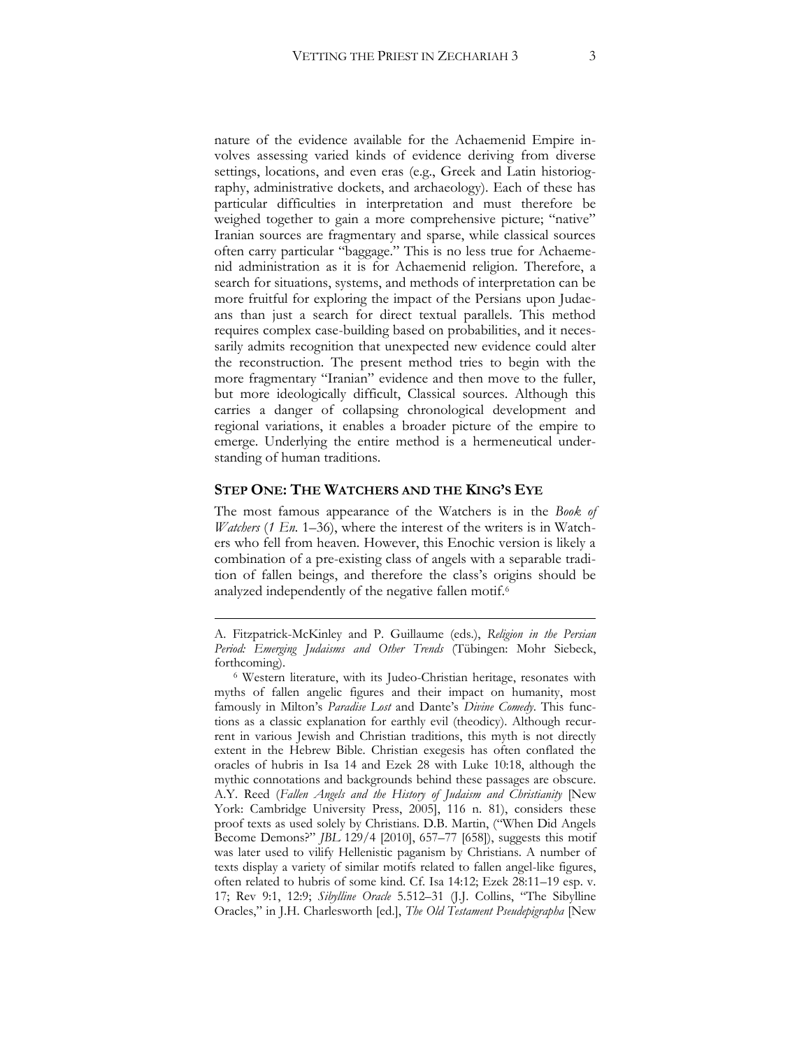nature of the evidence available for the Achaemenid Empire involves assessing varied kinds of evidence deriving from diverse settings, locations, and even eras (e.g., Greek and Latin historiography, administrative dockets, and archaeology). Each of these has particular difficulties in interpretation and must therefore be weighed together to gain a more comprehensive picture; "native" Iranian sources are fragmentary and sparse, while classical sources often carry particular "baggage." This is no less true for Achaemenid administration as it is for Achaemenid religion. Therefore, a search for situations, systems, and methods of interpretation can be more fruitful for exploring the impact of the Persians upon Judaeans than just a search for direct textual parallels. This method requires complex case-building based on probabilities, and it necessarily admits recognition that unexpected new evidence could alter the reconstruction. The present method tries to begin with the more fragmentary "Iranian" evidence and then move to the fuller, but more ideologically difficult, Classical sources. Although this carries a danger of collapsing chronological development and regional variations, it enables a broader picture of the empire to emerge. Underlying the entire method is a hermeneutical understanding of human traditions.

## STEP ONE: THE WATCHERS AND THE KING'S EYE

The most famous appearance of the Watchers is in the *Book of Watchers* (*1 En.* 1–36), where the interest of the writers is in Watchers who fell from heaven. However, this Enochic version is likely a combination of a pre-existing class of angels with a separable tradition of fallen beings, and therefore the class's origins should be analyzed independently of the negative fallen motif.[6]

---

A. Fitzpatrick-McKinley and P. Guillaume (eds.), *Religion in the Persian Period: Emerging Judaisms and Other Trends* (Tübingen: Mohr Siebeck, forthcoming).

[6] Western literature, with its Judeo-Christian heritage, resonates with myths of fallen angelic figures and their impact on humanity, most famously in Milton's *Paradise Lost* and Dante's *Divine Comedy*. This functions as a classic explanation for earthly evil (theodicy). Although recurrent in various Jewish and Christian traditions, this myth is not directly extent in the Hebrew Bible. Christian exegesis has often conflated the oracles of hubris in Isa 14 and Ezek 28 with Luke 10:18, although the mythic connotations and backgrounds behind these passages are obscure. A.Y. Reed (*Fallen Angels and the History of Judaism and Christianity* [New York: Cambridge University Press, 2005], 116 n. 81), considers these proof texts as used solely by Christians. D.B. Martin, ("When Did Angels Become Demons?" *JBL* 129/4 [2010], 657–77 [658]), suggests this motif was later used to vilify Hellenistic paganism by Christians. A number of texts display a variety of similar motifs related to fallen angel-like figures, often related to hubris of some kind. Cf. Isa 14:12; Ezek 28:11–19 esp. v. 17; Rev 9:1, 12:9; *Sibylline Oracle* 5.512–31 (J.J. Collins, "The Sibylline Oracles," in J.H. Charlesworth [ed.], *The Old Testament Pseudepigrapha* [New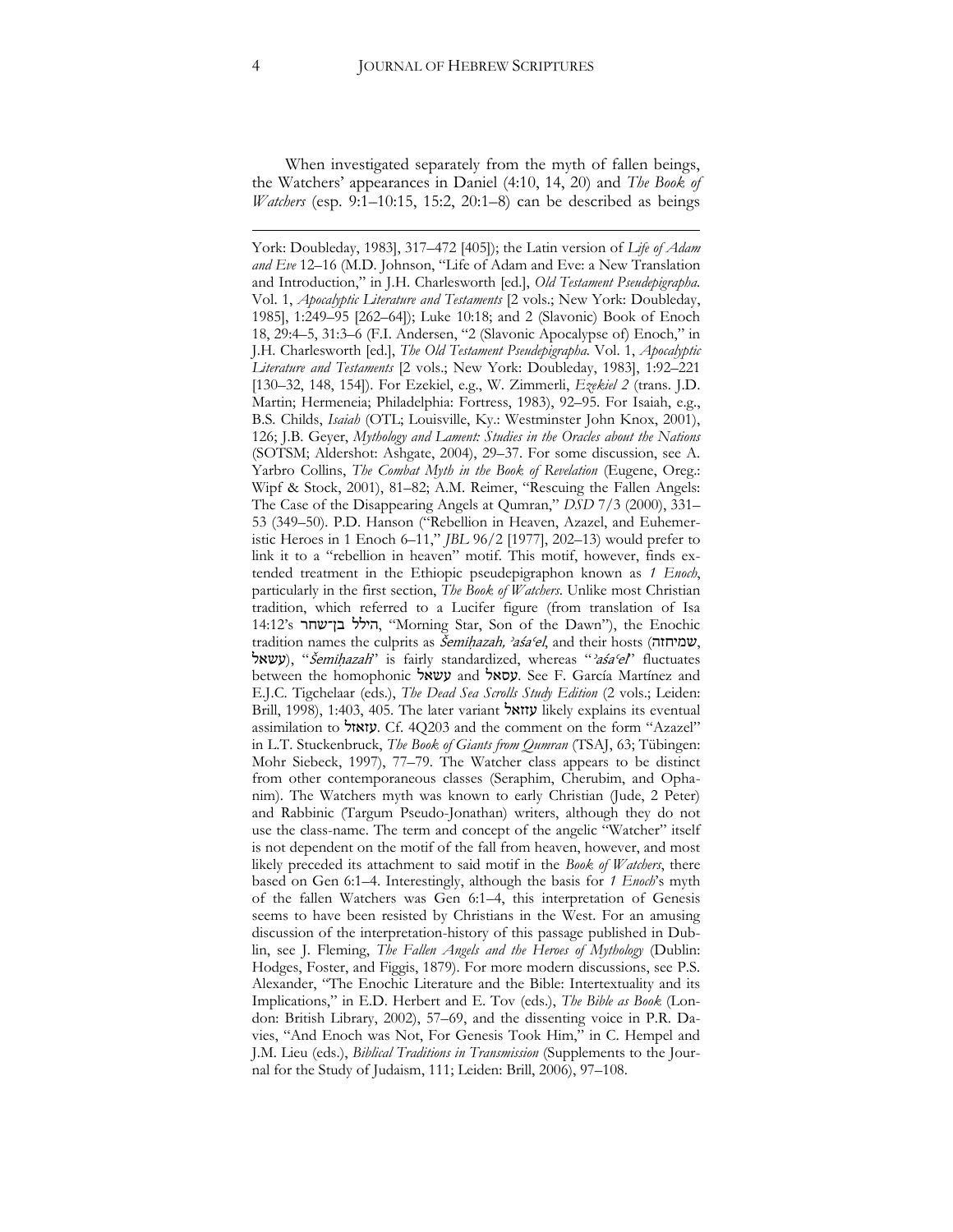When investigated separately from the myth of fallen beings, the Watchers' appearances in Daniel (4:10, 14, 20) and *The Book of Watchers* (esp. 9:1–10:15, 15:2, 20:1–8) can be described as beings

---

York: Doubleday, 1983], 317–472 [405]); the Latin version of *Life of Adam and Eve* 12–16 (M.D. Johnson, "Life of Adam and Eve: a New Translation and Introduction," in J.H. Charlesworth [ed.], *Old Testament Pseudepigrapha*. Vol. 1, *Apocalyptic Literature and Testaments* [2 vols.; New York: Doubleday, 1985], 1:249–95 [262–64]); Luke 10:18; and 2 (Slavonic) Book of Enoch 18, 29:4–5, 31:3–6 (F.I. Andersen, "2 (Slavonic Apocalypse of) Enoch," in J.H. Charlesworth [ed.], *The Old Testament Pseudepigrapha*. Vol. 1, *Apocalyptic Literature and Testaments* [2 vols.; New York: Doubleday, 1983], 1:92–221 [130–32, 148, 154]). For Ezekiel, e.g., W. Zimmerli, *Ezekiel 2* (trans. J.D. Martin; Hermeneia; Philadelphia: Fortress, 1983), 92–95. For Isaiah, e.g., B.S. Childs, *Isaiah* (OTL; Louisville, Ky.: Westminster John Knox, 2001), 126; J.B. Geyer, *Mythology and Lament: Studies in the Oracles about the Nations* (SOTSM; Aldershot: Ashgate, 2004), 29–37. For some discussion, see A. Yarbro Collins, *The Combat Myth in the Book of Revelation* (Eugene, Oreg.: Wipf & Stock, 2001), 81–82; A.M. Reimer, "Rescuing the Fallen Angels: The Case of the Disappearing Angels at Qumran," *DSD* 7/3 (2000), 331–53 (349–50). P.D. Hanson ("Rebellion in Heaven, Azazel, and Euhemeristic Heroes in 1 Enoch 6–11," *JBL* 96/2 [1977], 202–13) would prefer to link it to a "rebellion in heaven" motif. This motif, however, finds extended treatment in the Ethiopic pseudepigraphon known as *1 Enoch*, particularly in the first section, *The Book of Watchers*. Unlike most Christian tradition, which referred to a Lucifer figure (from translation of Isa 14:12's הילל בן־שחר, "Morning Star, Son of the Dawn"), the Enochic tradition names the culprits as *Šemiḥazah, ʾaśaʿel*, and their hosts (שמיחזה, עשאל), "*Šemiḥazah*" is fairly standardized, whereas "*ʾaśaʿel*" fluctuates between the homophonic עשאל and עסאל. See F. García Martínez and E.J.C. Tigchelaar (eds.), *The Dead Sea Scrolls Study Edition* (2 vols.; Leiden: Brill, 1998), 1:403, 405. The later variant עזזאל likely explains its eventual assimilation to עזאזל. Cf. 4Q203 and the comment on the form "Azazel" in L.T. Stuckenbruck, *The Book of Giants from Qumran* (TSAJ, 63; Tübingen: Mohr Siebeck, 1997), 77–79. The Watcher class appears to be distinct from other contemporaneous classes (Seraphim, Cherubim, and Ophanim). The Watchers myth was known to early Christian (Jude, 2 Peter) and Rabbinic (Targum Pseudo-Jonathan) writers, although they do not use the class-name. The term and concept of the angelic "Watcher" itself is not dependent on the motif of the fall from heaven, however, and most likely preceded its attachment to said motif in the *Book of Watchers*, there based on Gen 6:1–4. Interestingly, although the basis for *1 Enoch*'s myth of the fallen Watchers was Gen 6:1–4, this interpretation of Genesis seems to have been resisted by Christians in the West. For an amusing discussion of the interpretation-history of this passage published in Dublin, see J. Fleming, *The Fallen Angels and the Heroes of Mythology* (Dublin: Hodges, Foster, and Figgis, 1879). For more modern discussions, see P.S. Alexander, "The Enochic Literature and the Bible: Intertextuality and its Implications," in E.D. Herbert and E. Tov (eds.), *The Bible as Book* (London: British Library, 2002), 57–69, and the dissenting voice in P.R. Davies, "And Enoch was Not, For Genesis Took Him," in C. Hempel and J.M. Lieu (eds.), *Biblical Traditions in Transmission* (Supplements to the Journal for the Study of Judaism, 111; Leiden: Brill, 2006), 97–108.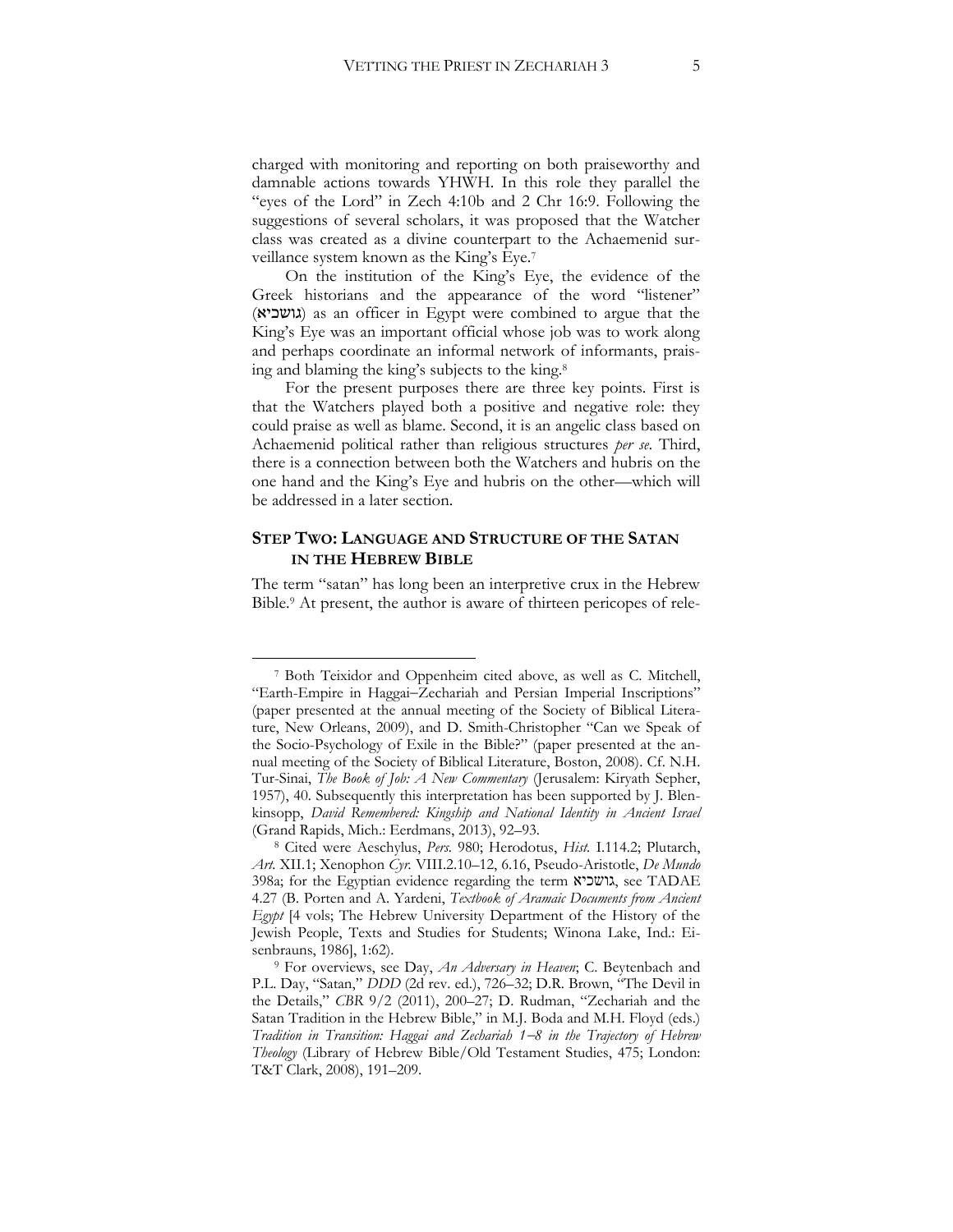charged with monitoring and reporting on both praiseworthy and damnable actions towards YHWH. In this role they parallel the "eyes of the Lord" in Zech 4:10b and 2 Chr 16:9. Following the suggestions of several scholars, it was proposed that the Watcher class was created as a divine counterpart to the Achaemenid surveillance system known as the King's Eye.[7]

On the institution of the King's Eye, the evidence of the Greek historians and the appearance of the word "listener" (גושכיא) as an officer in Egypt were combined to argue that the King's Eye was an important official whose job was to work along and perhaps coordinate an informal network of informants, praising and blaming the king's subjects to the king.[8]

For the present purposes there are three key points. First is that the Watchers played both a positive and negative role: they could praise as well as blame. Second, it is an angelic class based on Achaemenid political rather than religious structures *per se*. Third, there is a connection between both the Watchers and hubris on the one hand and the King's Eye and hubris on the other—which will be addressed in a later section.

## STEP TWO: LANGUAGE AND STRUCTURE OF THE SATAN IN THE HEBREW BIBLE

The term "satan" has long been an interpretive crux in the Hebrew Bible.[9] At present, the author is aware of thirteen pericopes of rele-

---

[7] Both Teixidor and Oppenheim cited above, as well as C. Mitchell, "Earth-Empire in Haggai–Zechariah and Persian Imperial Inscriptions" (paper presented at the annual meeting of the Society of Biblical Literature, New Orleans, 2009), and D. Smith-Christopher "Can we Speak of the Socio-Psychology of Exile in the Bible?" (paper presented at the annual meeting of the Society of Biblical Literature, Boston, 2008). Cf. N.H. Tur-Sinai, *The Book of Job: A New Commentary* (Jerusalem: Kiryath Sepher, 1957), 40. Subsequently this interpretation has been supported by J. Blenkinsopp, *David Remembered: Kingship and National Identity in Ancient Israel* (Grand Rapids, Mich.: Eerdmans, 2013), 92–93.

[8] Cited were Aeschylus, *Pers.* 980; Herodotus, *Hist.* I.114.2; Plutarch, *Art.* XII.1; Xenophon *Cyr.* VIII.2.10–12, 6.16, Pseudo-Aristotle, *De Mundo* 398a; for the Egyptian evidence regarding the term גושכיא, see TADAE 4.27 (B. Porten and A. Yardeni, *Textbook of Aramaic Documents from Ancient Egypt* [4 vols; The Hebrew University Department of the History of the Jewish People, Texts and Studies for Students; Winona Lake, Ind.: Eisenbrauns, 1986], 1:62).

[9] For overviews, see Day, *An Adversary in Heaven*; C. Beytenbach and P.L. Day, "Satan," *DDD* (2d rev. ed.), 726–32; D.R. Brown, "The Devil in the Details," *CBR* 9/2 (2011), 200–27; D. Rudman, "Zechariah and the Satan Tradition in the Hebrew Bible," in M.J. Boda and M.H. Floyd (eds.) *Tradition in Transition: Haggai and Zechariah 1–8 in the Trajectory of Hebrew Theology* (Library of Hebrew Bible/Old Testament Studies, 475; London: T&T Clark, 2008), 191–209.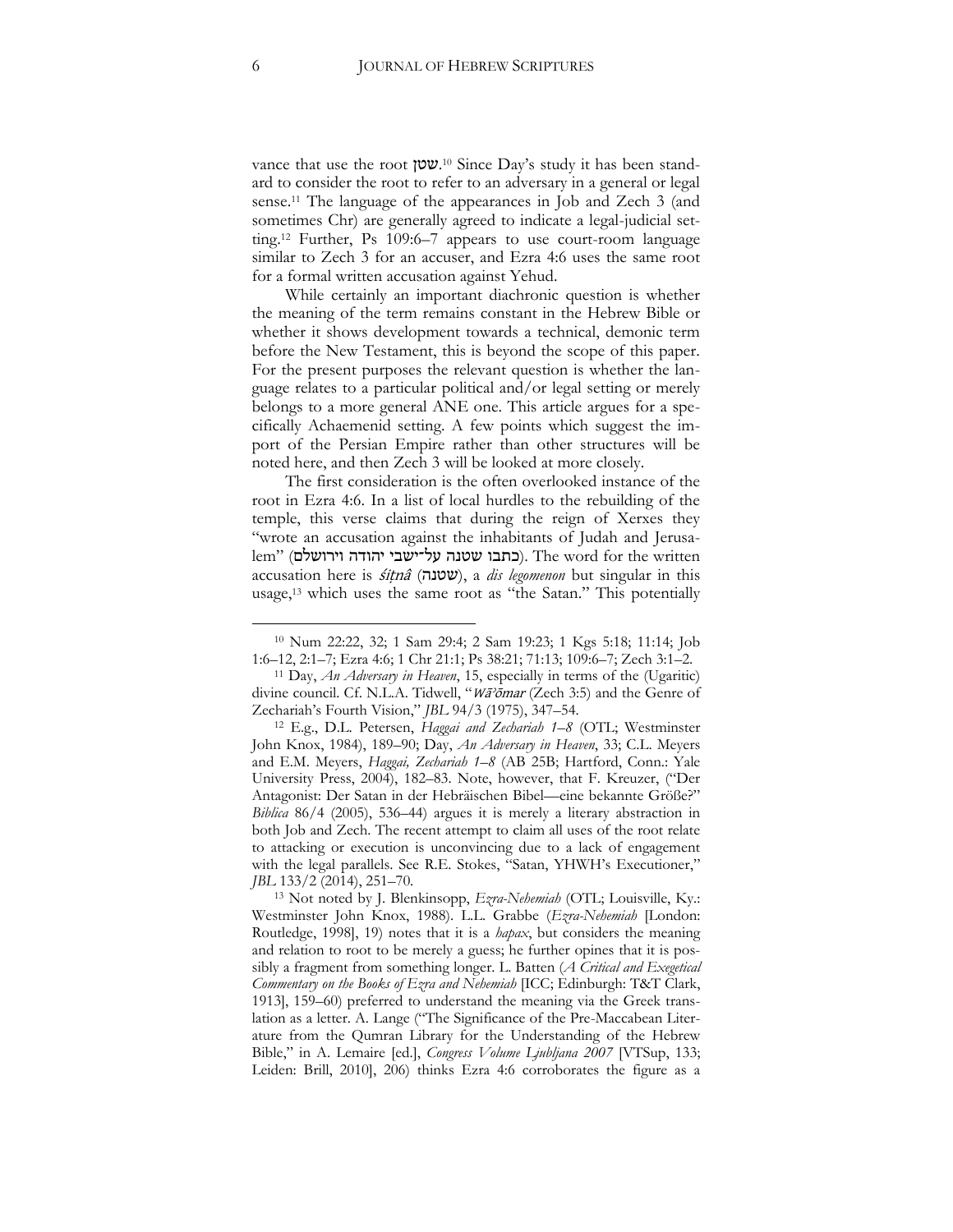vance that use the root שטן.[10] Since Day's study it has been standard to consider the root to refer to an adversary in a general or legal sense.[11] The language of the appearances in Job and Zech 3 (and sometimes Chr) are generally agreed to indicate a legal-judicial setting.[12] Further, Ps 109:6–7 appears to use court-room language similar to Zech 3 for an accuser, and Ezra 4:6 uses the same root for a formal written accusation against Yehud.

While certainly an important diachronic question is whether the meaning of the term remains constant in the Hebrew Bible or whether it shows development towards a technical, demonic term before the New Testament, this is beyond the scope of this paper. For the present purposes the relevant question is whether the language relates to a particular political and/or legal setting or merely belongs to a more general ANE one. This article argues for a specifically Achaemenid setting. A few points which suggest the import of the Persian Empire rather than other structures will be noted here, and then Zech 3 will be looked at more closely.

The first consideration is the often overlooked instance of the root in Ezra 4:6. In a list of local hurdles to the rebuilding of the temple, this verse claims that during the reign of Xerxes they "wrote an accusation against the inhabitants of Judah and Jerusalem" (כתבו שטנה על־ישבי יהודה וירושלם). The word for the written accusation here is *śiṭnâ* (שטנה), a *dis legomenon* but singular in this usage,[13] which uses the same root as "the Satan." This potentially

---

[10] Num 22:22, 32; 1 Sam 29:4; 2 Sam 19:23; 1 Kgs 5:18; 11:14; Job 1:6–12, 2:1–7; Ezra 4:6; 1 Chr 21:1; Ps 38:21; 71:13; 109:6–7; Zech 3:1–2.

[11] Day, *An Adversary in Heaven*, 15, especially in terms of the (Ugaritic) divine council. Cf. N.L.A. Tidwell, "*Wāʾōmar* (Zech 3:5) and the Genre of Zechariah's Fourth Vision," *JBL* 94/3 (1975), 347–54.

[12] E.g., D.L. Petersen, *Haggai and Zechariah 1–8* (OTL; Westminster John Knox, 1984), 189–90; Day, *An Adversary in Heaven*, 33; C.L. Meyers and E.M. Meyers, *Haggai, Zechariah 1–8* (AB 25B; Hartford, Conn.: Yale University Press, 2004), 182–83. Note, however, that F. Kreuzer, ("Der Antagonist: Der Satan in der Hebräischen Bibel—eine bekannte Größe?" *Biblica* 86/4 (2005), 536–44) argues it is merely a literary abstraction in both Job and Zech. The recent attempt to claim all uses of the root relate to attacking or execution is unconvincing due to a lack of engagement with the legal parallels. See R.E. Stokes, "Satan, YHWH's Executioner," *JBL* 133/2 (2014), 251–70.

[13] Not noted by J. Blenkinsopp, *Ezra-Nehemiah* (OTL; Louisville, Ky.: Westminster John Knox, 1988). L.L. Grabbe (*Ezra-Nehemiah* [London: Routledge, 1998], 19) notes that it is a *hapax*, but considers the meaning and relation to root to be merely a guess; he further opines that it is possibly a fragment from something longer. L. Batten (*A Critical and Exegetical Commentary on the Books of Ezra and Nehemiah* [ICC; Edinburgh: T&T Clark, 1913], 159–60) preferred to understand the meaning via the Greek translation as a letter. A. Lange ("The Significance of the Pre-Maccabean Literature from the Qumran Library for the Understanding of the Hebrew Bible," in A. Lemaire [ed.], *Congress Volume Ljubljana 2007* [VTSup, 133; Leiden: Brill, 2010], 206) thinks Ezra 4:6 corroborates the figure as a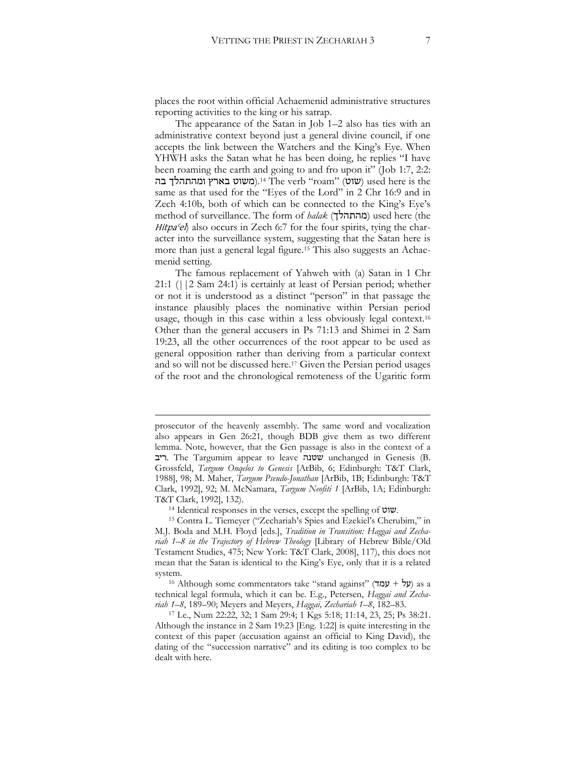places the root within official Achaemenid administrative structures reporting activities to the king or his satrap.

The appearance of the Satan in Job 1–2 also has ties with an administrative context beyond just a general divine council, if one accepts the link between the Watchers and the King's Eye. When YHWH asks the Satan what he has been doing, he replies "I have been roaming the earth and going to and fro upon it" (Job 1:7, 2:2: משוט בארץ ומהתהלך בה).[14] The verb "roam" (שוט) used here is the same as that used for the "Eyes of the Lord" in 2 Chr 16:9 and in Zech 4:10b, both of which can be connected to the King's Eye's method of surveillance. The form of *halak* (מהתהלך) used here (the *Hitpaʿel*) also occurs in Zech 6:7 for the four spirits, tying the character into the surveillance system, suggesting that the Satan here is more than just a general legal figure.[15] This also suggests an Achaemenid setting.

The famous replacement of Yahweh with (a) Satan in 1 Chr 21:1 (||2 Sam 24:1) is certainly at least of Persian period; whether or not it is understood as a distinct "person" in that passage the instance plausibly places the nominative within Persian period usage, though in this case within a less obviously legal context.[16] Other than the general accusers in Ps 71:13 and Shimei in 2 Sam 19:23, all the other occurrences of the root appear to be used as general opposition rather than deriving from a particular context and so will not be discussed here.[17] Given the Persian period usages of the root and the chronological remoteness of the Ugaritic form

---

prosecutor of the heavenly assembly. The same word and vocalization also appears in Gen 26:21, though BDB give them as two different lemma. Note, however, that the Gen passage is also in the context of a ריב. The Targumim appear to leave שטנה unchanged in Genesis (B. Grossfeld, *Targum Onqelos to Genesis* [ArBib, 6; Edinburgh: T&T Clark, 1988], 98; M. Maher, *Targum Pseudo-Jonathan* [ArBib, 1B; Edinburgh: T&T Clark, 1992], 92; M. McNamara, *Targum Neofiti 1* [ArBib, 1A; Edinburgh: T&T Clark, 1992], 132).

[14] Identical responses in the verses, except the spelling of שוט.

[15] Contra L. Tiemeyer ("Zechariah's Spies and Ezekiel's Cherubim," in M.J. Boda and M.H. Floyd [eds.], *Tradition in Transition: Haggai and Zechariah 1–8 in the Trajectory of Hebrew Theology* [Library of Hebrew Bible/Old Testament Studies, 475; New York: T&T Clark, 2008], 117), this does not mean that the Satan is identical to the King's Eye, only that it is a related system.

[16] Although some commentators take "stand against" (עמד + על) as a technical legal formula, which it can be. E.g., Petersen, *Haggai and Zechariah 1–8*, 189–90; Meyers and Meyers, *Haggai, Zechariah 1–8*, 182–83.

[17] I.e., Num 22:22, 32; 1 Sam 29:4; 1 Kgs 5:18; 11:14, 23, 25; Ps 38:21. Although the instance in 2 Sam 19:23 [Eng. 1:22] is quite interesting in the context of this paper (accusation against an official to King David), the dating of the "succession narrative" and its editing is too complex to be dealt with here.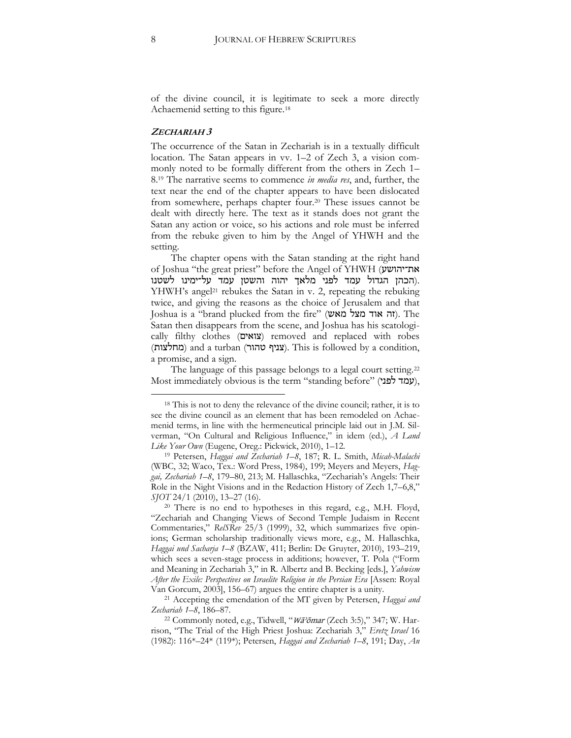of the divine council, it is legitimate to seek a more directly Achaemenid setting to this figure.[18]

## *ZECHARIAH 3*

The occurrence of the Satan in Zechariah is in a textually difficult location. The Satan appears in vv. 1–2 of Zech 3, a vision commonly noted to be formally different from the others in Zech 1–8.[19] The narrative seems to commence *in media res*, and, further, the text near the end of the chapter appears to have been dislocated from somewhere, perhaps chapter four.[20] These issues cannot be dealt with directly here. The text as it stands does not grant the Satan any action or voice, so his actions and role must be inferred from the rebuke given to him by the Angel of YHWH and the setting.

The chapter opens with the Satan standing at the right hand of Joshua "the great priest" before the Angel of YHWH (את־יהושע הכהן הגדול עמד לפני מלאך יהוה והשטן עמד על־ימינו לשטנו). YHWH's angel[21] rebukes the Satan in v. 2, repeating the rebuking twice, and giving the reasons as the choice of Jerusalem and that Joshua is a "brand plucked from the fire" (זה אוד מצל מאש). The Satan then disappears from the scene, and Joshua has his scatologically filthy clothes (צואים) removed and replaced with robes (מחלצות) and a turban (צניף טהור). This is followed by a condition, a promise, and a sign.

The language of this passage belongs to a legal court setting.[22] Most immediately obvious is the term "standing before" (עמד לפני),

---

[18] This is not to deny the relevance of the divine council; rather, it is to see the divine council as an element that has been remodeled on Achaemenid terms, in line with the hermeneutical principle laid out in J.M. Silverman, "On Cultural and Religious Influence," in idem (ed.), *A Land Like Your Own* (Eugene, Oreg.: Pickwick, 2010), 1–12.

[19] Petersen, *Haggai and Zechariah 1–8*, 187; R. L. Smith, *Micah-Malachi* (WBC, 32; Waco, Tex.: Word Press, 1984), 199; Meyers and Meyers, *Haggai, Zechariah 1–8*, 179–80, 213; M. Hallaschka, "Zechariah's Angels: Their Role in the Night Visions and in the Redaction History of Zech 1,7–6,8," *SJOT* 24/1 (2010), 13–27 (16).

[20] There is no end to hypotheses in this regard, e.g., M.H. Floyd, "Zechariah and Changing Views of Second Temple Judaism in Recent Commentaries," *RelSRev* 25/3 (1999), 32, which summarizes five opinions; German scholarship traditionally views more, e.g., M. Hallaschka, *Haggai und Sacharja 1–8* (BZAW, 411; Berlin: De Gruyter, 2010), 193–219, which sees a seven-stage process in additions; however, T. Pola ("Form and Meaning in Zechariah 3," in R. Albertz and B. Becking [eds.], *Yahwism After the Exile: Perspectives on Israelite Religion in the Persian Era* [Assen: Royal Van Gorcum, 2003], 156–67) argues the entire chapter is a unity.

[21] Accepting the emendation of the MT given by Petersen, *Haggai and Zechariah 1–8*, 186–87.

[22] Commonly noted, e.g., Tidwell, "*Wāʾōmar* (Zech 3:5)," 347; W. Harrison, "The Trial of the High Priest Joshua: Zechariah 3," *Eretz Israel* 16 (1982): 116\*–24\* (119\*); Petersen, *Haggai and Zechariah 1–8*, 191; Day, *An*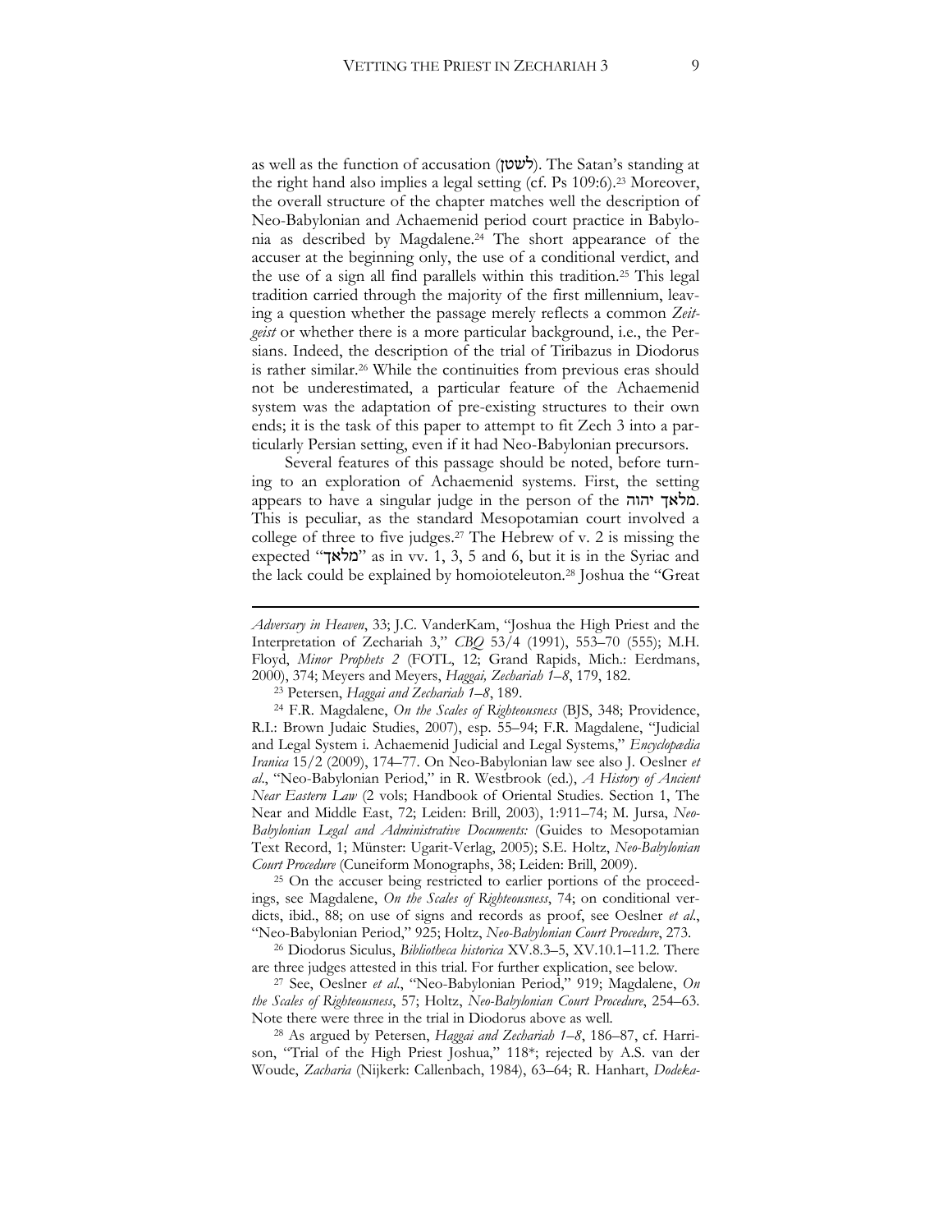as well as the function of accusation (לשטן). The Satan's standing at the right hand also implies a legal setting (cf. Ps 109:6).[23] Moreover, the overall structure of the chapter matches well the description of Neo-Babylonian and Achaemenid period court practice in Babylonia as described by Magdalene.[24] The short appearance of the accuser at the beginning only, the use of a conditional verdict, and the use of a sign all find parallels within this tradition.[25] This legal tradition carried through the majority of the first millennium, leaving a question whether the passage merely reflects a common *Zeitgeist* or whether there is a more particular background, i.e., the Persians. Indeed, the description of the trial of Tiribazus in Diodorus is rather similar.[26] While the continuities from previous eras should not be underestimated, a particular feature of the Achaemenid system was the adaptation of pre-existing structures to their own ends; it is the task of this paper to attempt to fit Zech 3 into a particularly Persian setting, even if it had Neo-Babylonian precursors.

Several features of this passage should be noted, before turning to an exploration of Achaemenid systems. First, the setting appears to have a singular judge in the person of the מלאך יהוה. This is peculiar, as the standard Mesopotamian court involved a college of three to five judges.[27] The Hebrew of v. 2 is missing the expected "מלאך" as in vv. 1, 3, 5 and 6, but it is in the Syriac and the lack could be explained by homoioteleuton.[28] Joshua the "Great

---

*Adversary in Heaven*, 33; J.C. VanderKam, "Joshua the High Priest and the Interpretation of Zechariah 3," *CBQ* 53/4 (1991), 553–70 (555); M.H. Floyd, *Minor Prophets 2* (FOTL, 12; Grand Rapids, Mich.: Eerdmans, 2000), 374; Meyers and Meyers, *Haggai, Zechariah 1–8*, 179, 182.

[23] Petersen, *Haggai and Zechariah 1–8*, 189.

[24] F.R. Magdalene, *On the Scales of Righteousness* (BJS, 348; Providence, R.I.: Brown Judaic Studies, 2007), esp. 55–94; F.R. Magdalene, "Judicial and Legal System i. Achaemenid Judicial and Legal Systems," *Encyclopædia Iranica* 15/2 (2009), 174–77. On Neo-Babylonian law see also J. Oeslner *et al*., "Neo-Babylonian Period," in R. Westbrook (ed.), *A History of Ancient Near Eastern Law* (2 vols; Handbook of Oriental Studies. Section 1, The Near and Middle East, 72; Leiden: Brill, 2003), 1:911–74; M. Jursa, *Neo-Babylonian Legal and Administrative Documents:* (Guides to Mesopotamian Text Record, 1; Münster: Ugarit-Verlag, 2005); S.E. Holtz, *Neo-Babylonian Court Procedure* (Cuneiform Monographs, 38; Leiden: Brill, 2009).

[25] On the accuser being restricted to earlier portions of the proceedings, see Magdalene, *On the Scales of Righteousness*, 74; on conditional verdicts, ibid., 88; on use of signs and records as proof, see Oeslner *et al*., "Neo-Babylonian Period," 925; Holtz, *Neo-Babylonian Court Procedure*, 273.

[26] Diodorus Siculus, *Bibliotheca historica* XV.8.3–5, XV.10.1–11.2. There are three judges attested in this trial. For further explication, see below.

[27] See, Oeslner *et al*., "Neo-Babylonian Period," 919; Magdalene, *On the Scales of Righteousness*, 57; Holtz, *Neo-Babylonian Court Procedure*, 254–63. Note there were three in the trial in Diodorus above as well.

[28] As argued by Petersen, *Haggai and Zechariah 1–8*, 186–87, cf. Harrison, "Trial of the High Priest Joshua," 118*; rejected by A.S. van der Woude, *Zacharia* (Nijkerk: Callenbach, 1984), 63–64; R. Hanhart, *Dodeka-*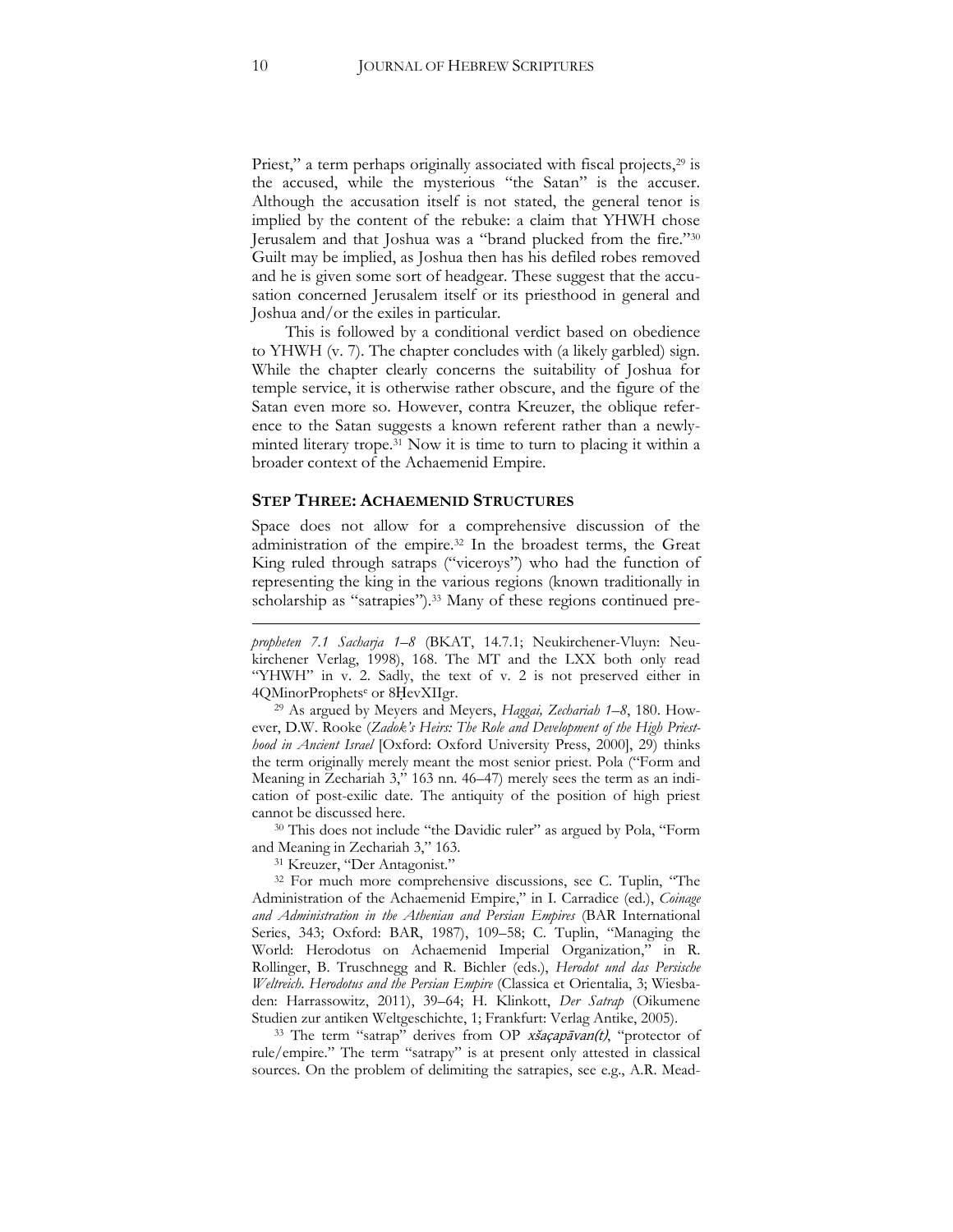Priest," a term perhaps originally associated with fiscal projects,[29] is the accused, while the mysterious "the Satan" is the accuser. Although the accusation itself is not stated, the general tenor is implied by the content of the rebuke: a claim that YHWH chose Jerusalem and that Joshua was a "brand plucked from the fire."[30] Guilt may be implied, as Joshua then has his defiled robes removed and he is given some sort of headgear. These suggest that the accusation concerned Jerusalem itself or its priesthood in general and Joshua and/or the exiles in particular.

This is followed by a conditional verdict based on obedience to YHWH (v. 7). The chapter concludes with (a likely garbled) sign. While the chapter clearly concerns the suitability of Joshua for temple service, it is otherwise rather obscure, and the figure of the Satan even more so. However, contra Kreuzer, the oblique reference to the Satan suggests a known referent rather than a newly-minted literary trope.[31] Now it is time to turn to placing it within a broader context of the Achaemenid Empire.

## STEP THREE: ACHAEMENID STRUCTURES

Space does not allow for a comprehensive discussion of the administration of the empire.[32] In the broadest terms, the Great King ruled through satraps ("viceroys") who had the function of representing the king in the various regions (known traditionally in scholarship as "satrapies").[33] Many of these regions continued pre-

---

*propheten 7.1 Sacharja 1–8* (BKAT, 14.7.1; Neukirchen-Vluyn: Neukirchener Verlag, 1998), 168. The MT and the LXX both only read "YHWH" in v. 2. Sadly, the text of v. 2 is not preserved either in 4QMinorProphets[e] or 8ḤevXIIgr.

[29] As argued by Meyers and Meyers, *Haggai, Zechariah 1–8*, 180. However, D.W. Rooke (*Zadok's Heirs: The Role and Development of the High Priesthood in Ancient Israel* [Oxford: Oxford University Press, 2000], 29) thinks the term originally merely meant the most senior priest. Pola ("Form and Meaning in Zechariah 3," 163 nn. 46–47) merely sees the term as an indication of post-exilic date. The antiquity of the position of high priest cannot be discussed here.

[30] This does not include "the Davidic ruler" as argued by Pola, "Form and Meaning in Zechariah 3," 163.

[31] Kreuzer, "Der Antagonist."

[32] For much more comprehensive discussions, see C. Tuplin, "The Administration of the Achaemenid Empire," in I. Carradice (ed.), *Coinage and Administration in the Athenian and Persian Empires* (BAR International Series, 343; Oxford: BAR, 1987), 109–58; C. Tuplin, "Managing the World: Herodotus on Achaemenid Imperial Organization," in R. Rollinger, B. Truschnegg and R. Bichler (eds.), *Herodot und das Persische Weltreich. Herodotus and the Persian Empire* (Classica et Orientalia, 3; Wiesbaden: Harrassowitz, 2011), 39–64; H. Klinkott, *Der Satrap* (Oikumene Studien zur antiken Weltgeschichte, 1; Frankfurt: Verlag Antike, 2005).

[33] The term "satrap" derives from OP *xšaçapāvan(t)*, "protector of rule/empire." The term "satrapy" is at present only attested in classical sources. On the problem of delimiting the satrapies, see e.g., A.R. Mead-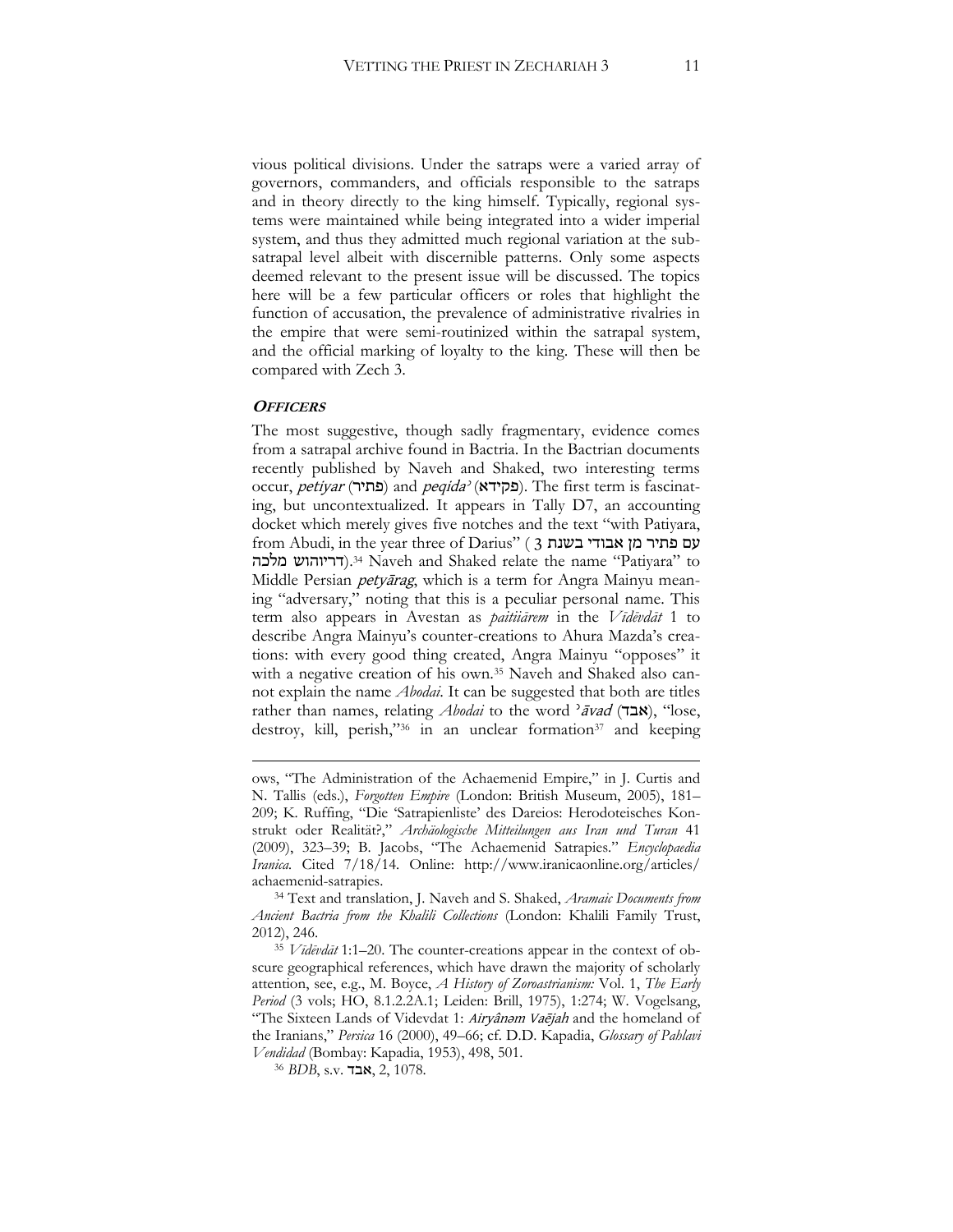vious political divisions. Under the satraps were a varied array of governors, commanders, and officials responsible to the satraps and in theory directly to the king himself. Typically, regional systems were maintained while being integrated into a wider imperial system, and thus they admitted much regional variation at the sub-satrapal level albeit with discernible patterns. Only some aspects deemed relevant to the present issue will be discussed. The topics here will be a few particular officers or roles that highlight the function of accusation, the prevalence of administrative rivalries in the empire that were semi-routinized within the satrapal system, and the official marking of loyalty to the king. These will then be compared with Zech 3.

### *Officers*

The most suggestive, though sadly fragmentary, evidence comes from a satrapal archive found in Bactria. In the Bactrian documents recently published by Naveh and Shaked, two interesting terms occur, *petiyar* (פתיר) and *peqida'* (פקידא). The first term is fascinating, but uncontextualized. It appears in Tally D7, an accounting docket which merely gives five notches and the text "with Patiyara, from Abudi, in the year three of Darius" (עם פתיר מן אבודי בשנת 3 דריוהוש מלכה).[34] Naveh and Shaked relate the name "Patiyara" to Middle Persian *petyārag*, which is a term for Angra Mainyu meaning "adversary," noting that this is a peculiar personal name. This term also appears in Avestan as *paitiiārem* in the *Vīdēvdāt* 1 to describe Angra Mainyu's counter-creations to Ahura Mazda's creations: with every good thing created, Angra Mainyu "opposes" it with a negative creation of his own.[35] Naveh and Shaked also cannot explain the name *Abodai*. It can be suggested that both are titles rather than names, relating *Abodai* to the word *ʾāvad* (אבד), "lose, destroy, kill, perish,"[36] in an unclear formation[37] and keeping

---

ows, "The Administration of the Achaemenid Empire," in J. Curtis and N. Tallis (eds.), *Forgotten Empire* (London: British Museum, 2005), 181–209; K. Ruffing, "Die 'Satrapienliste' des Dareios: Herodoteisches Konstrukt oder Realität?," *Archäologische Mitteilungen aus Iran und Turan* 41 (2009), 323–39; B. Jacobs, "The Achaemenid Satrapies." *Encyclopaedia Iranica*. Cited 7/18/14. Online: http://www.iranicaonline.org/articles/achaemenid-satrapies.

[34] Text and translation, J. Naveh and S. Shaked, *Aramaic Documents from Ancient Bactria from the Khalili Collections* (London: Khalili Family Trust, 2012), 246.

[35] *Vīdēvdāt* 1:1–20. The counter-creations appear in the context of obscure geographical references, which have drawn the majority of scholarly attention, see, e.g., M. Boyce, *A History of Zoroastrianism:* Vol. 1, *The Early Period* (3 vols; HO, 8.1.2.2A.1; Leiden: Brill, 1975), 1:274; W. Vogelsang, "The Sixteen Lands of Videvdat 1: *Airyânəm Vaējah* and the homeland of the Iranians," *Persica* 16 (2000), 49–66; cf. D.D. Kapadia, *Glossary of Pahlavi Vendidad* (Bombay: Kapadia, 1953), 498, 501.

[36] *BDB*, s.v. אבד, 2, 1078.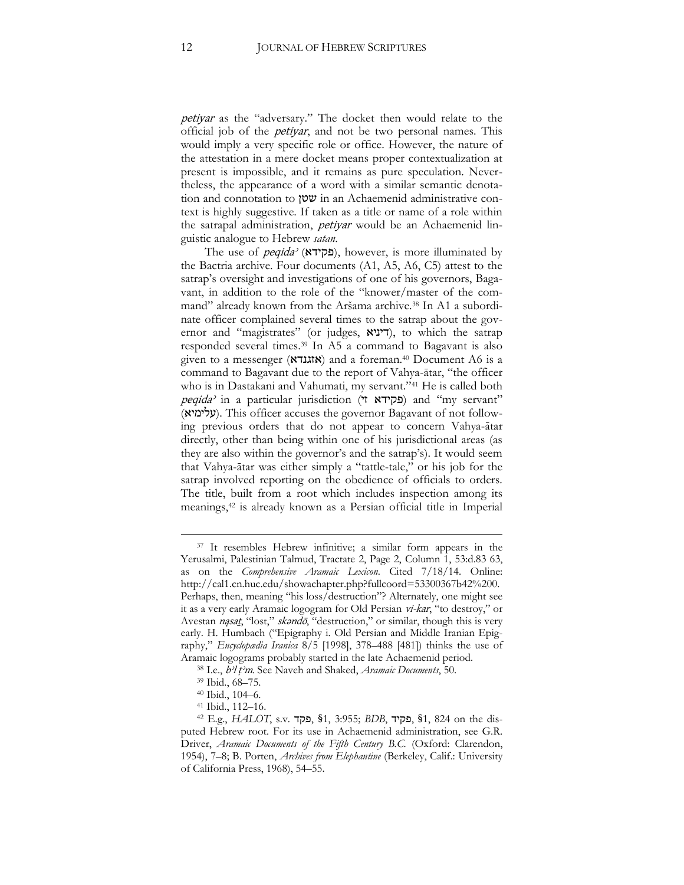*petiyar* as the "adversary." The docket then would relate to the official job of the *petiyar*, and not be two personal names. This would imply a very specific role or office. However, the nature of the attestation in a mere docket means proper contextualization at present is impossible, and it remains as pure speculation. Nevertheless, the appearance of a word with a similar semantic denotation and connotation to שטן in an Achaemenid administrative context is highly suggestive. If taken as a title or name of a role within the satrapal administration, *petiyar* would be an Achaemenid linguistic analogue to Hebrew *satan*.

The use of *peqida'* (פקידא), however, is more illuminated by the Bactria archive. Four documents (A1, A5, A6, C5) attest to the satrap's oversight and investigations of one of his governors, Bagavant, in addition to the role of the "knower/master of the command" already known from the Aršama archive.[38] In A1 a subordinate officer complained several times to the satrap about the governor and "magistrates" (or judges, דיניא), to which the satrap responded several times.[39] In A5 a command to Bagavant is also given to a messenger (אזגנדא) and a foreman.[40] Document A6 is a command to Bagavant due to the report of Vahya-ātar, "the officer who is in Dastakani and Vahumati, my servant."[41] He is called both *peqida'* in a particular jurisdiction (פקידא זי) and "my servant" (עלימיא). This officer accuses the governor Bagavant of not following previous orders that do not appear to concern Vahya-ātar directly, other than being within one of his jurisdictional areas (as they are also within the governor's and the satrap's). It would seem that Vahya-ātar was either simply a "tattle-tale," or his job for the satrap involved reporting on the obedience of officials to orders. The title, built from a root which includes inspection among its meanings,[42] is already known as a Persian official title in Imperial

---

[37] It resembles Hebrew infinitive; a similar form appears in the Yerusalmi, Palestinian Talmud, Tractate 2, Page 2, Column 1, 53:d.83 63, as on the *Comprehensive Aramaic Lexicon*. Cited 7/18/14. Online: http://cal1.cn.huc.edu/showachapter.php?fullcoord=53300367b42%200. Perhaps, then, meaning "his loss/destruction"? Alternately, one might see it as a very early Aramaic logogram for Old Persian *vi-kar*, "to destroy," or Avestan *nąsaṯ*, "lost," *skəndō*, "destruction," or similar, though this is very early. H. Humbach ("Epigraphy i. Old Persian and Middle Iranian Epigraphy," *Encyclopædia Iranica* 8/5 [1998], 378–488 [481]) thinks the use of Aramaic logograms probably started in the late Achaemenid period.

[38] I.e., *bʿl ṭʿm*. See Naveh and Shaked, *Aramaic Documents*, 50.

[39] Ibid., 68–75.

[40] Ibid., 104–6.

[41] Ibid., 112–16.

[42] E.g., *HALOT*, s.v. פקד, §1, 3:955; *BDB*, פקיד, §1, 824 on the disputed Hebrew root. For its use in Achaemenid administration, see G.R. Driver, *Aramaic Documents of the Fifth Century B.C.* (Oxford: Clarendon, 1954), 7–8; B. Porten, *Archives from Elephantine* (Berkeley, Calif.: University of California Press, 1968), 54–55.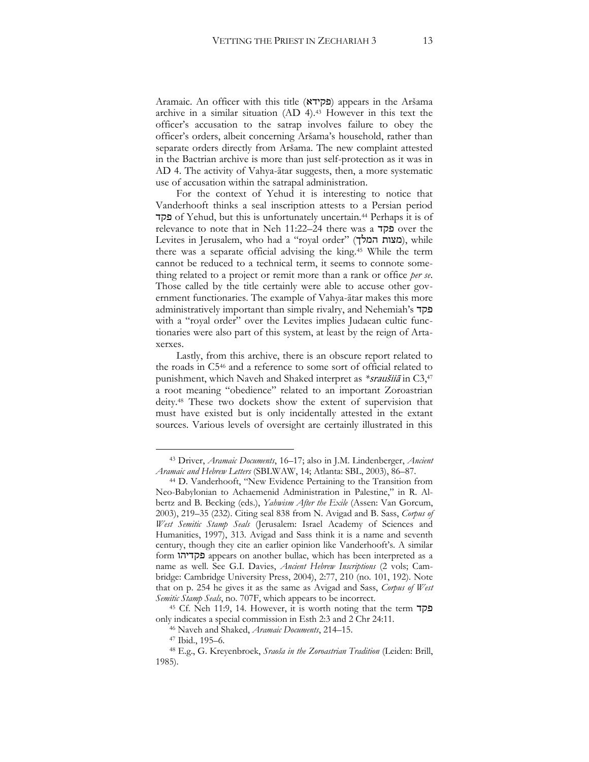Aramaic. An officer with this title (פקידא) appears in the Aršama archive in a similar situation (AD 4).[43] However in this text the officer's accusation to the satrap involves failure to obey the officer's orders, albeit concerning Aršama's household, rather than separate orders directly from Aršama. The new complaint attested in the Bactrian archive is more than just self-protection as it was in AD 4. The activity of Vahya-ātar suggests, then, a more systematic use of accusation within the satrapal administration.

For the context of Yehud it is interesting to notice that Vanderhooft thinks a seal inscription attests to a Persian period פקד of Yehud, but this is unfortunately uncertain.[44] Perhaps it is of relevance to note that in Neh 11:22–24 there was a פקד over the Levites in Jerusalem, who had a "royal order" (מצות המלך), while there was a separate official advising the king.[45] While the term cannot be reduced to a technical term, it seems to connote something related to a project or remit more than a rank or office *per se*. Those called by the title certainly were able to accuse other government functionaries. The example of Vahya-ātar makes this more administratively important than simple rivalry, and Nehemiah's פקד with a "royal order" over the Levites implies Judaean cultic functionaries were also part of this system, at least by the reign of Artaxerxes.

Lastly, from this archive, there is an obscure report related to the roads in C5[46] and a reference to some sort of official related to punishment, which Naveh and Shaked interpret as *\*sraušiiā* in C3,[47] a root meaning "obedience" related to an important Zoroastrian deity.[48] These two dockets show the extent of supervision that must have existed but is only incidentally attested in the extant sources. Various levels of oversight are certainly illustrated in this

---

[43] Driver, *Aramaic Documents*, 16–17; also in J.M. Lindenberger, *Ancient Aramaic and Hebrew Letters* (SBLWAW, 14; Atlanta: SBL, 2003), 86–87.

[44] D. Vanderhooft, "New Evidence Pertaining to the Transition from Neo-Babylonian to Achaemenid Administration in Palestine," in R. Albertz and B. Becking (eds.), *Yahwism After the Exile* (Assen: Van Gorcum, 2003), 219–35 (232). Citing seal 838 from N. Avigad and B. Sass, *Corpus of West Semitic Stamp Seals* (Jerusalem: Israel Academy of Sciences and Humanities, 1997), 313. Avigad and Sass think it is a name and seventh century, though they cite an earlier opinion like Vanderhooft's. A similar form פקדיהו appears on another bullae, which has been interpreted as a name as well. See G.I. Davies, *Ancient Hebrew Inscriptions* (2 vols; Cambridge: Cambridge University Press, 2004), 2:77, 210 (no. 101, 192). Note that on p. 254 he gives it as the same as Avigad and Sass, *Corpus of West Semitic Stamp Seals*, no. 707F, which appears to be incorrect.

[45] Cf. Neh 11:9, 14. However, it is worth noting that the term פקד only indicates a special commission in Esth 2:3 and 2 Chr 24:11.

[46] Naveh and Shaked, *Aramaic Documents*, 214–15.

[47] Ibid., 195–6.

[48] E.g., G. Kreyenbroek, *Sraoša in the Zoroastrian Tradition* (Leiden: Brill, 1985).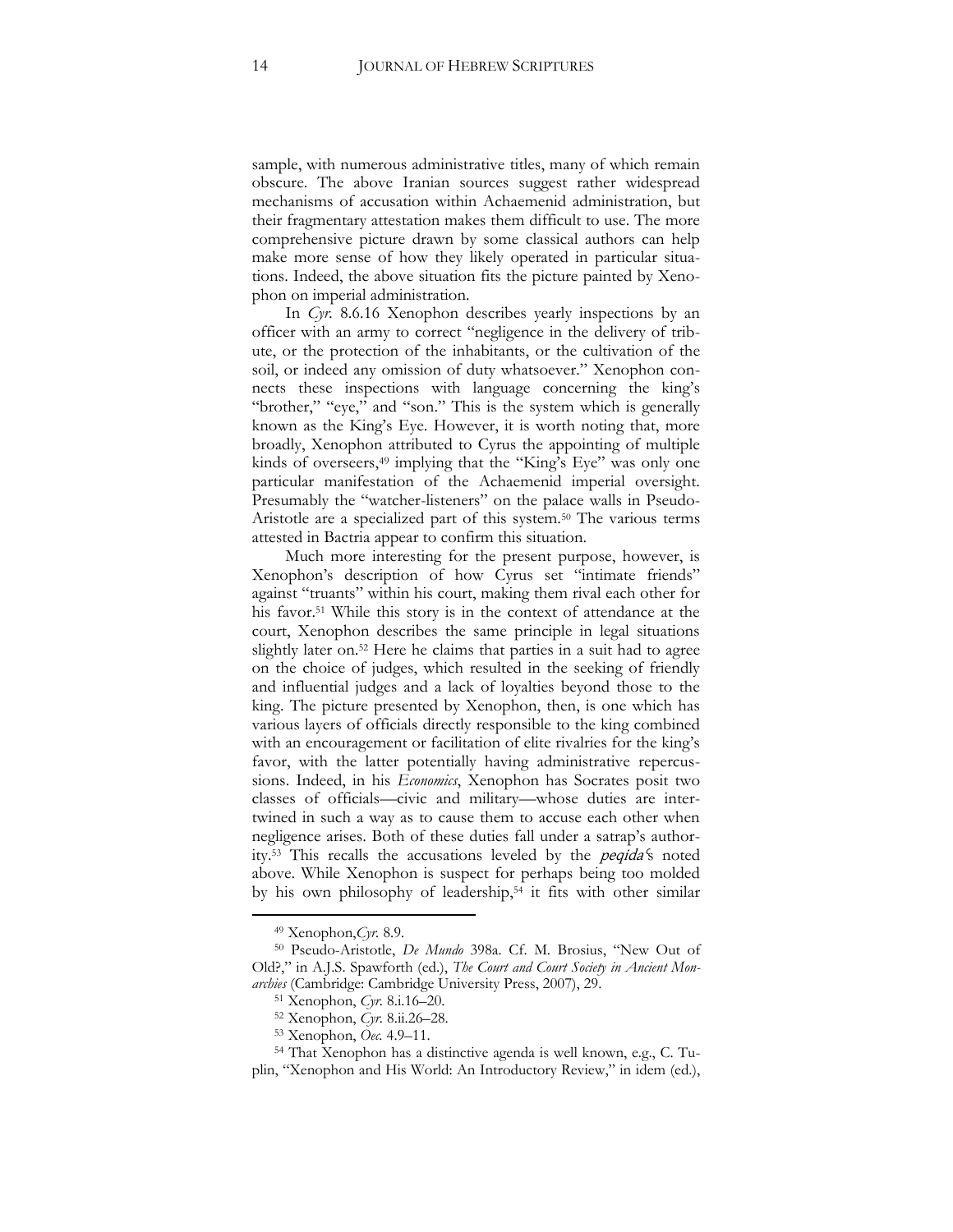sample, with numerous administrative titles, many of which remain obscure. The above Iranian sources suggest rather widespread mechanisms of accusation within Achaemenid administration, but their fragmentary attestation makes them difficult to use. The more comprehensive picture drawn by some classical authors can help make more sense of how they likely operated in particular situations. Indeed, the above situation fits the picture painted by Xenophon on imperial administration.

In *Cyr.* 8.6.16 Xenophon describes yearly inspections by an officer with an army to correct "negligence in the delivery of tribute, or the protection of the inhabitants, or the cultivation of the soil, or indeed any omission of duty whatsoever." Xenophon connects these inspections with language concerning the king's "brother," "eye," and "son." This is the system which is generally known as the King's Eye. However, it is worth noting that, more broadly, Xenophon attributed to Cyrus the appointing of multiple kinds of overseers,[49] implying that the "King's Eye" was only one particular manifestation of the Achaemenid imperial oversight. Presumably the "watcher-listeners" on the palace walls in Pseudo-Aristotle are a specialized part of this system.[50] The various terms attested in Bactria appear to confirm this situation.

Much more interesting for the present purpose, however, is Xenophon's description of how Cyrus set "intimate friends" against "truants" within his court, making them rival each other for his favor.[51] While this story is in the context of attendance at the court, Xenophon describes the same principle in legal situations slightly later on.[52] Here he claims that parties in a suit had to agree on the choice of judges, which resulted in the seeking of friendly and influential judges and a lack of loyalties beyond those to the king. The picture presented by Xenophon, then, is one which has various layers of officials directly responsible to the king combined with an encouragement or facilitation of elite rivalries for the king's favor, with the latter potentially having administrative repercussions. Indeed, in his *Economics*, Xenophon has Socrates posit two classes of officials—civic and military—whose duties are intertwined in such a way as to cause them to accuse each other when negligence arises. Both of these duties fall under a satrap's authority.[53] This recalls the accusations leveled by the *peqida*'s noted above. While Xenophon is suspect for perhaps being too molded by his own philosophy of leadership,[54] it fits with other similar

---

[49] Xenophon, *Cyr.* 8.9.

[50] Pseudo-Aristotle, *De Mundo* 398a. Cf. M. Brosius, "New Out of Old?," in A.J.S. Spawforth (ed.), *The Court and Court Society in Ancient Monarchies* (Cambridge: Cambridge University Press, 2007), 29.

[51] Xenophon, *Cyr.* 8.i.16–20.

[52] Xenophon, *Cyr.* 8.ii.26–28.

[53] Xenophon, *Oec.* 4.9–11.

[54] That Xenophon has a distinctive agenda is well known, e.g., C. Tuplin, "Xenophon and His World: An Introductory Review," in idem (ed.),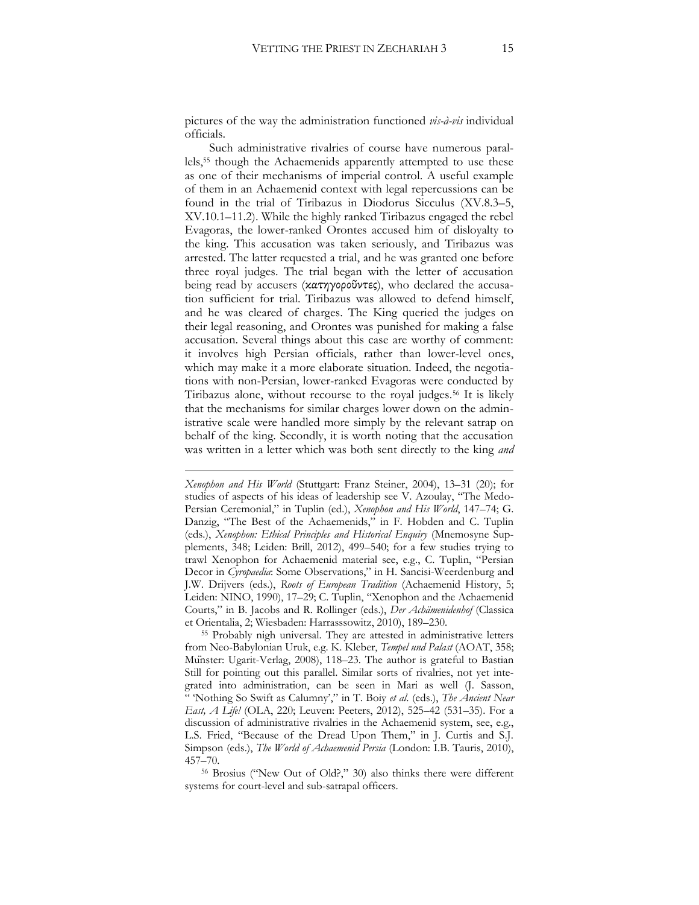pictures of the way the administration functioned *vis-à-vis* individual officials.

Such administrative rivalries of course have numerous parallels,[55] though the Achaemenids apparently attempted to use these as one of their mechanisms of imperial control. A useful example of them in an Achaemenid context with legal repercussions can be found in the trial of Tiribazus in Diodorus Sicculus (XV.8.3–5, XV.10.1–11.2). While the highly ranked Tiribazus engaged the rebel Evagoras, the lower-ranked Orontes accused him of disloyalty to the king. This accusation was taken seriously, and Tiribazus was arrested. The latter requested a trial, and he was granted one before three royal judges. The trial began with the letter of accusation being read by accusers (κατηγοροῦντες), who declared the accusation sufficient for trial. Tiribazus was allowed to defend himself, and he was cleared of charges. The King queried the judges on their legal reasoning, and Orontes was punished for making a false accusation. Several things about this case are worthy of comment: it involves high Persian officials, rather than lower-level ones, which may make it a more elaborate situation. Indeed, the negotiations with non-Persian, lower-ranked Evagoras were conducted by Tiribazus alone, without recourse to the royal judges.[56] It is likely that the mechanisms for similar charges lower down on the administrative scale were handled more simply by the relevant satrap on behalf of the king. Secondly, it is worth noting that the accusation was written in a letter which was both sent directly to the king *and*

---

*Xenophon and His World* (Stuttgart: Franz Steiner, 2004), 13–31 (20); for studies of aspects of his ideas of leadership see V. Azoulay, "The Medo-Persian Ceremonial," in Tuplin (ed.), *Xenophon and His World*, 147–74; G. Danzig, "The Best of the Achaemenids," in F. Hobden and C. Tuplin (eds.), *Xenophon: Ethical Principles and Historical Enquiry* (Mnemosyne Supplements, 348; Leiden: Brill, 2012), 499–540; for a few studies trying to trawl Xenophon for Achaemenid material see, e.g., C. Tuplin, "Persian Decor in *Cyropaedia*: Some Observations," in H. Sancisi-Weerdenburg and J.W. Drijvers (eds.), *Roots of European Tradition* (Achaemenid History, 5; Leiden: NINO, 1990), 17–29; C. Tuplin, "Xenophon and the Achaemenid Courts," in B. Jacobs and R. Rollinger (eds.), *Der Achämenidenhof* (Classica et Orientalia, 2; Wiesbaden: Harrasssowitz, 2010), 189–230.

[55] Probably nigh universal. They are attested in administrative letters from Neo-Babylonian Uruk, e.g. K. Kleber, *Tempel und Palast* (AOAT, 358; Münster: Ugarit-Verlag, 2008), 118–23. The author is grateful to Bastian Still for pointing out this parallel. Similar sorts of rivalries, not yet integrated into administration, can be seen in Mari as well (J. Sasson, " 'Nothing So Swift as Calumny'," in T. Boiy *et al.* (eds.), *The Ancient Near East, A Life!* (OLA, 220; Leuven: Peeters, 2012), 525–42 (531–35). For a discussion of administrative rivalries in the Achaemenid system, see, e.g., L.S. Fried, "Because of the Dread Upon Them," in J. Curtis and S.J. Simpson (eds.), *The World of Achaemenid Persia* (London: I.B. Tauris, 2010), 457–70.

[56] Brosius ("New Out of Old?," 30) also thinks there were different systems for court-level and sub-satrapal officers.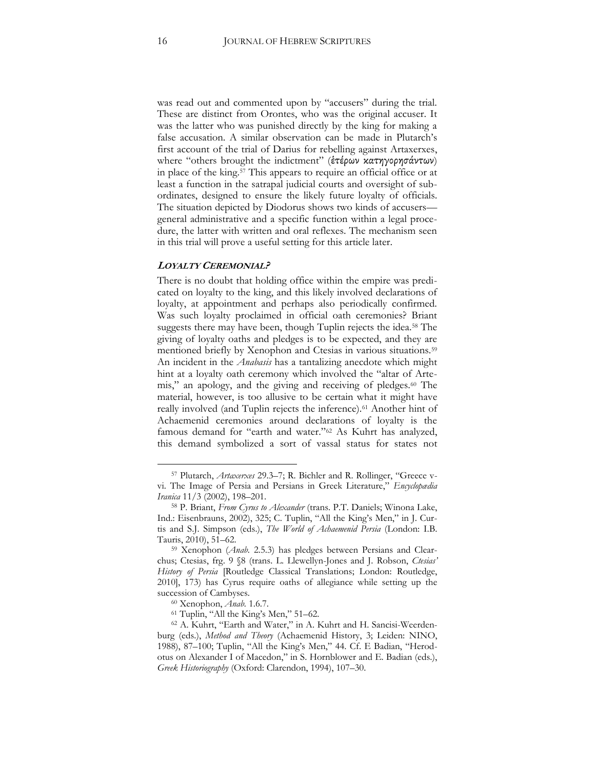was read out and commented upon by "accusers" during the trial. These are distinct from Orontes, who was the original accuser. It was the latter who was punished directly by the king for making a false accusation. A similar observation can be made in Plutarch's first account of the trial of Darius for rebelling against Artaxerxes, where "others brought the indictment" (ἑτέρων κατηγορησάντων) in place of the king.[57] This appears to require an official office or at least a function in the satrapal judicial courts and oversight of subordinates, designed to ensure the likely future loyalty of officials. The situation depicted by Diodorus shows two kinds of accusers—general administrative and a specific function within a legal procedure, the latter with written and oral reflexes. The mechanism seen in this trial will prove a useful setting for this article later.

### ***LOYALTY CEREMONIAL?***

There is no doubt that holding office within the empire was predicated on loyalty to the king, and this likely involved declarations of loyalty, at appointment and perhaps also periodically confirmed. Was such loyalty proclaimed in official oath ceremonies? Briant suggests there may have been, though Tuplin rejects the idea.[58] The giving of loyalty oaths and pledges is to be expected, and they are mentioned briefly by Xenophon and Ctesias in various situations.[59] An incident in the *Anabasis* has a tantalizing anecdote which might hint at a loyalty oath ceremony which involved the "altar of Artemis," an apology, and the giving and receiving of pledges.[60] The material, however, is too allusive to be certain what it might have really involved (and Tuplin rejects the inference).[61] Another hint of Achaemenid ceremonies around declarations of loyalty is the famous demand for "earth and water."[62] As Kuhrt has analyzed, this demand symbolized a sort of vassal status for states not

---

[57] Plutarch, *Artaxerxes* 29.3–7; R. Bichler and R. Rollinger, "Greece v-vi. The Image of Persia and Persians in Greek Literature," *Encyclopædia Iranica* 11/3 (2002), 198–201.

[58] P. Briant, *From Cyrus to Alexander* (trans. P.T. Daniels; Winona Lake, Ind.: Eisenbrauns, 2002), 325; C. Tuplin, "All the King's Men," in J. Curtis and S.J. Simpson (eds.), *The World of Achaemenid Persia* (London: I.B. Tauris, 2010), 51–62.

[59] Xenophon (*Anab.* 2.5.3) has pledges between Persians and Clearchus; Ctesias, frg. 9 §8 (trans. L. Llewellyn-Jones and J. Robson, *Ctesias' History of Persia* [Routledge Classical Translations; London: Routledge, 2010], 173) has Cyrus require oaths of allegiance while setting up the succession of Cambyses.

[60] Xenophon, *Anab.* 1.6.7.

[61] Tuplin, "All the King's Men," 51–62.

[62] A. Kuhrt, "Earth and Water," in A. Kuhrt and H. Sancisi-Weerdenburg (eds.), *Method and Theory* (Achaemenid History, 3; Leiden: NINO, 1988), 87–100; Tuplin, "All the King's Men," 44. Cf. E Badian, "Herodotus on Alexander I of Macedon," in S. Hornblower and E. Badian (eds.), *Greek Historiography* (Oxford: Clarendon, 1994), 107–30.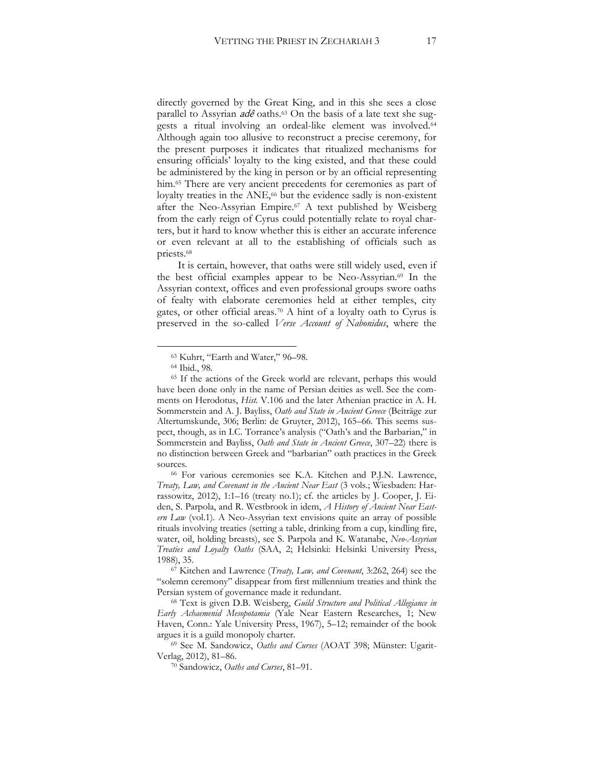directly governed by the Great King, and in this she sees a close parallel to Assyrian *adê* oaths.[63] On the basis of a late text she suggests a ritual involving an ordeal-like element was involved.[64] Although again too allusive to reconstruct a precise ceremony, for the present purposes it indicates that ritualized mechanisms for ensuring officials' loyalty to the king existed, and that these could be administered by the king in person or by an official representing him.[65] There are very ancient precedents for ceremonies as part of loyalty treaties in the ANE,[66] but the evidence sadly is non-existent after the Neo-Assyrian Empire.[67] A text published by Weisberg from the early reign of Cyrus could potentially relate to royal charters, but it hard to know whether this is either an accurate inference or even relevant at all to the establishing of officials such as priests.[68]

It is certain, however, that oaths were still widely used, even if the best official examples appear to be Neo-Assyrian.[69] In the Assyrian context, offices and even professional groups swore oaths of fealty with elaborate ceremonies held at either temples, city gates, or other official areas.[70] A hint of a loyalty oath to Cyrus is preserved in the so-called *Verse Account of Nabonidus*, where the

---

[63] Kuhrt, "Earth and Water," 96–98.

[64] Ibid., 98.

[65] If the actions of the Greek world are relevant, perhaps this would have been done only in the name of Persian deities as well. See the comments on Herodotus, *Hist.* V.106 and the later Athenian practice in A. H. Sommerstein and A. J. Bayliss, *Oath and State in Ancient Greece* (Beiträge zur Altertumskunde, 306; Berlin: de Gruyter, 2012), 165–66. This seems suspect, though, as in I.C. Torrance's analysis ("Oath's and the Barbarian," in Sommerstein and Bayliss, *Oath and State in Ancient Greece*, 307–22) there is no distinction between Greek and "barbarian" oath practices in the Greek sources.

[66] For various ceremonies see K.A. Kitchen and P.J.N. Lawrence, *Treaty, Law, and Covenant in the Ancient Near East* (3 vols.; Wiesbaden: Harrassowitz, 2012), 1:1–16 (treaty no.1); cf. the articles by J. Cooper, J. Eiden, S. Parpola, and R. Westbrook in idem, *A History of Ancient Near Eastern Law* (vol.1). A Neo-Assyrian text envisions quite an array of possible rituals involving treaties (setting a table, drinking from a cup, kindling fire, water, oil, holding breasts), see S. Parpola and K. Watanabe, *Neo-Assyrian Treaties and Loyalty Oaths* (SAA, 2; Helsinki: Helsinki University Press, 1988), 35.

[67] Kitchen and Lawrence (*Treaty, Law, and Covenant*, 3:262, 264) see the "solemn ceremony" disappear from first millennium treaties and think the Persian system of governance made it redundant.

[68] Text is given D.B. Weisberg, *Guild Structure and Political Allegiance in Early Achaemenid Mesopotamia* (Yale Near Eastern Researches, 1; New Haven, Conn.: Yale University Press, 1967), 5–12; remainder of the book argues it is a guild monopoly charter.

[69] See M. Sandowicz, *Oaths and Curses* (AOAT 398; Münster: Ugarit-Verlag, 2012), 81–86.

[70] Sandowicz, *Oaths and Curses*, 81–91.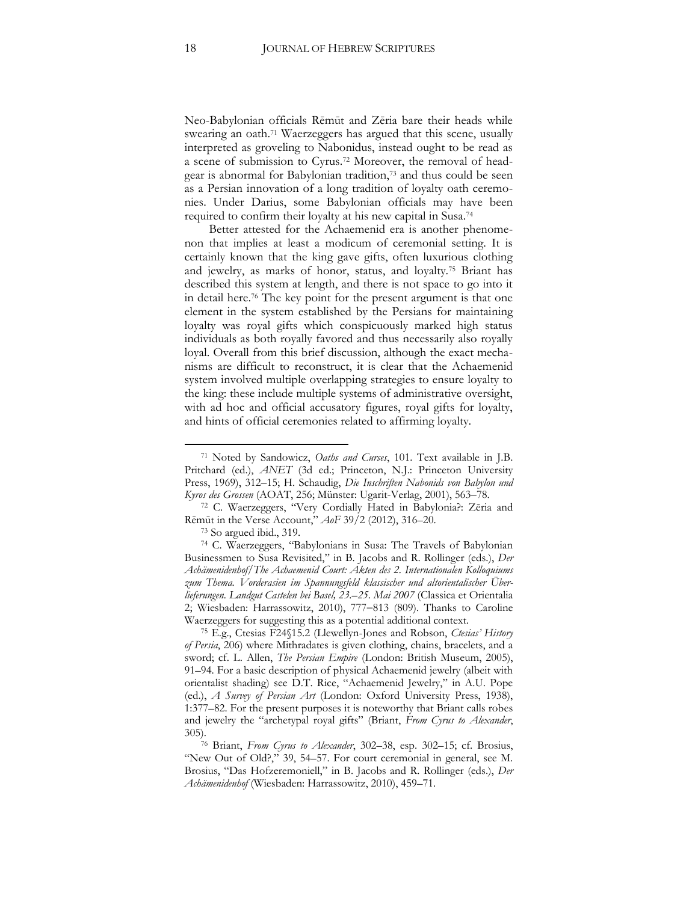Neo-Babylonian officials Rēmūt and Zēria bare their heads while swearing an oath.[71] Waerzeggers has argued that this scene, usually interpreted as groveling to Nabonidus, instead ought to be read as a scene of submission to Cyrus.[72] Moreover, the removal of headgear is abnormal for Babylonian tradition,[73] and thus could be seen as a Persian innovation of a long tradition of loyalty oath ceremonies. Under Darius, some Babylonian officials may have been required to confirm their loyalty at his new capital in Susa.[74]

Better attested for the Achaemenid era is another phenomenon that implies at least a modicum of ceremonial setting. It is certainly known that the king gave gifts, often luxurious clothing and jewelry, as marks of honor, status, and loyalty.[75] Briant has described this system at length, and there is not space to go into it in detail here.[76] The key point for the present argument is that one element in the system established by the Persians for maintaining loyalty was royal gifts which conspicuously marked high status individuals as both royally favored and thus necessarily also royally loyal. Overall from this brief discussion, although the exact mechanisms are difficult to reconstruct, it is clear that the Achaemenid system involved multiple overlapping strategies to ensure loyalty to the king: these include multiple systems of administrative oversight, with ad hoc and official accusatory figures, royal gifts for loyalty, and hints of official ceremonies related to affirming loyalty.

---

[71] Noted by Sandowicz, *Oaths and Curses*, 101. Text available in J.B. Pritchard (ed.), *ANET* (3d ed.; Princeton, N.J.: Princeton University Press, 1969), 312–15; H. Schaudig, *Die Inschriften Nabonids von Babylon und Kyros des Grossen* (AOAT, 256; Münster: Ugarit-Verlag, 2001), 563–78.

[72] C. Waerzeggers, "Very Cordially Hated in Babylonia?: Zēria and Rēmūt in the Verse Account," *AoF* 39/2 (2012), 316–20.

[73] So argued ibid., 319.

[74] C. Waerzeggers, "Babylonians in Susa: The Travels of Babylonian Businessmen to Susa Revisited," in B. Jacobs and R. Rollinger (eds.), *Der Achämenidenhof/The Achaemenid Court: Akten des 2. Internationalen Kolloquiums zum Thema. Vorderasien im Spannungsfeld klassischer und altorientalischer Überlieferungen. Landgut Castelen bei Basel, 23.–25. Mai 2007* (Classica et Orientalia 2; Wiesbaden: Harrassowitz, 2010), 777–813 (809). Thanks to Caroline Waerzeggers for suggesting this as a potential additional context.

[75] E.g., Ctesias F24§15.2 (Llewellyn-Jones and Robson, *Ctesias' History of Persia*, 206) where Mithradates is given clothing, chains, bracelets, and a sword; cf. L. Allen, *The Persian Empire* (London: British Museum, 2005), 91–94. For a basic description of physical Achaemenid jewelry (albeit with orientalist shading) see D.T. Rice, "Achaemenid Jewelry," in A.U. Pope (ed.), *A Survey of Persian Art* (London: Oxford University Press, 1938), 1:377–82. For the present purposes it is noteworthy that Briant calls robes and jewelry the "archetypal royal gifts" (Briant, *From Cyrus to Alexander*, 305).

[76] Briant, *From Cyrus to Alexander*, 302–38, esp. 302–15; cf. Brosius, "New Out of Old?," 39, 54–57. For court ceremonial in general, see M. Brosius, "Das Hofzeremoniell," in B. Jacobs and R. Rollinger (eds.), *Der Achämenidenhof* (Wiesbaden: Harrassowitz, 2010), 459–71.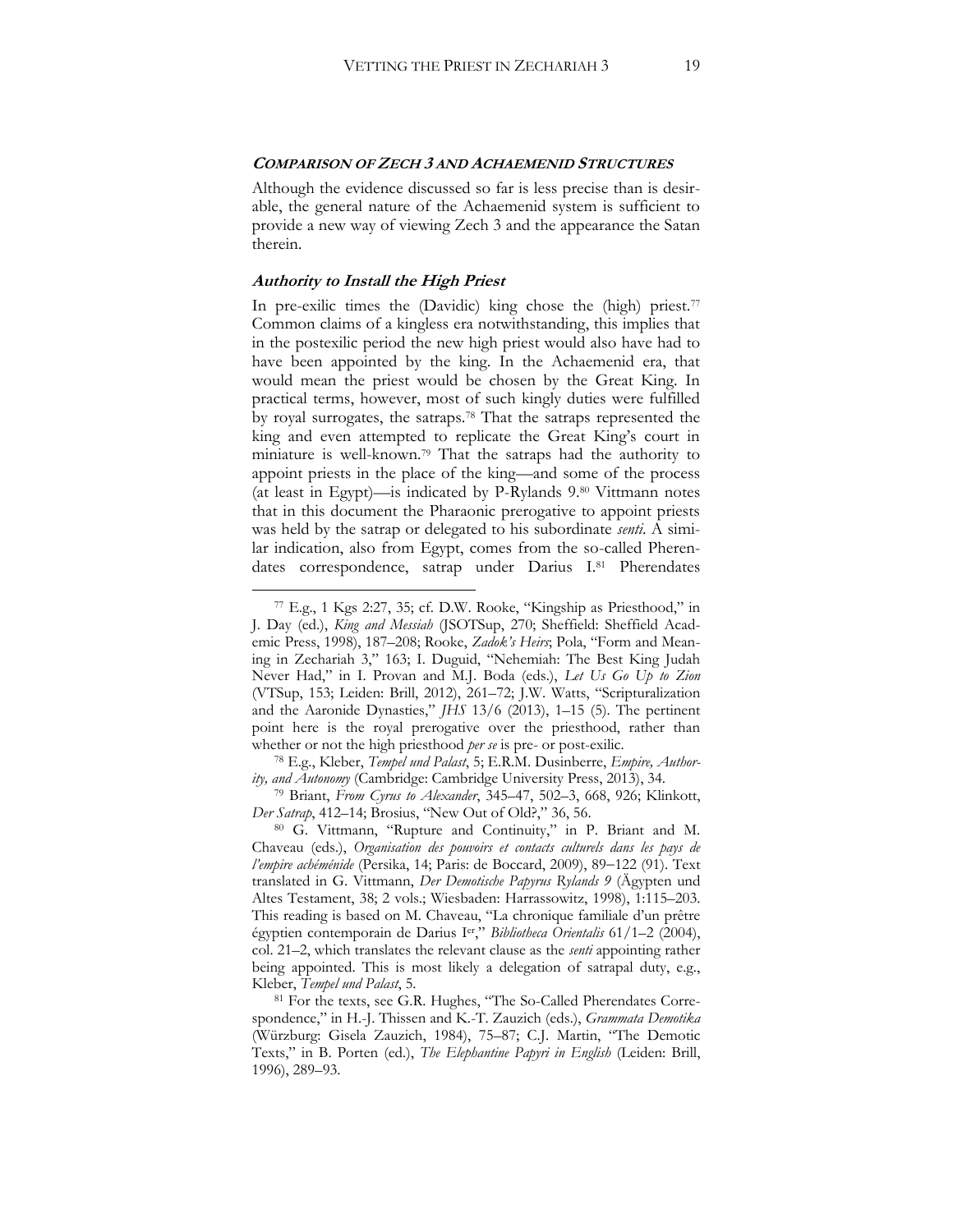## ***Comparison of Zech 3 and Achaemenid Structures***

Although the evidence discussed so far is less precise than is desirable, the general nature of the Achaemenid system is sufficient to provide a new way of viewing Zech 3 and the appearance the Satan therein.

### ***Authority to Install the High Priest***

In pre-exilic times the (Davidic) king chose the (high) priest.[77] Common claims of a kingless era notwithstanding, this implies that in the postexilic period the new high priest would also have had to have been appointed by the king. In the Achaemenid era, that would mean the priest would be chosen by the Great King. In practical terms, however, most of such kingly duties were fulfilled by royal surrogates, the satraps.[78] That the satraps represented the king and even attempted to replicate the Great King's court in miniature is well-known.[79] That the satraps had the authority to appoint priests in the place of the king—and some of the process (at least in Egypt)—is indicated by P-Rylands 9.[80] Vittmann notes that in this document the Pharaonic prerogative to appoint priests was held by the satrap or delegated to his subordinate *senti*. A similar indication, also from Egypt, comes from the so-called Pherendates correspondence, satrap under Darius I.[81] Pherendates

---

[77] E.g., 1 Kgs 2:27, 35; cf. D.W. Rooke, "Kingship as Priesthood," in J. Day (ed.), *King and Messiah* (JSOTSup, 270; Sheffield: Sheffield Academic Press, 1998), 187–208; Rooke, *Zadok's Heirs*; Pola, "Form and Meaning in Zechariah 3," 163; I. Duguid, "Nehemiah: The Best King Judah Never Had," in I. Provan and M.J. Boda (eds.), *Let Us Go Up to Zion* (VTSup, 153; Leiden: Brill, 2012), 261–72; J.W. Watts, "Scripturalization and the Aaronide Dynasties," *JHS* 13/6 (2013), 1–15 (5). The pertinent point here is the royal prerogative over the priesthood, rather than whether or not the high priesthood *per se* is pre- or post-exilic.

[78] E.g., Kleber, *Tempel und Palast*, 5; E.R.M. Dusinberre, *Empire, Authority, and Autonomy* (Cambridge: Cambridge University Press, 2013), 34.

[79] Briant, *From Cyrus to Alexander*, 345–47, 502–3, 668, 926; Klinkott, *Der Satrap*, 412–14; Brosius, "New Out of Old?," 36, 56.

[80] G. Vittmann, "Rupture and Continuity," in P. Briant and M. Chaveau (eds.), *Organisation des pouvoirs et contacts culturels dans les pays de l'empire achéménide* (Persika, 14; Paris: de Boccard, 2009), 89–122 (91). Text translated in G. Vittmann, *Der Demotische Papyrus Rylands 9* (Ägypten und Altes Testament, 38; 2 vols.; Wiesbaden: Harrassowitz, 1998), 1:115–203. This reading is based on M. Chaveau, "La chronique familiale d'un prêtre égyptien contemporain de Darius Ier," *Bibliotheca Orientalis* 61/1–2 (2004), col. 21–2, which translates the relevant clause as the *senti* appointing rather being appointed. This is most likely a delegation of satrapal duty, e.g., Kleber, *Tempel und Palast*, 5.

[81] For the texts, see G.R. Hughes, "The So-Called Pherendates Correspondence," in H.-J. Thissen and K.-T. Zauzich (eds.), *Grammata Demotika* (Würzburg: Gisela Zauzich, 1984), 75–87; C.J. Martin, "The Demotic Texts," in B. Porten (ed.), *The Elephantine Papyri in English* (Leiden: Brill, 1996), 289–93.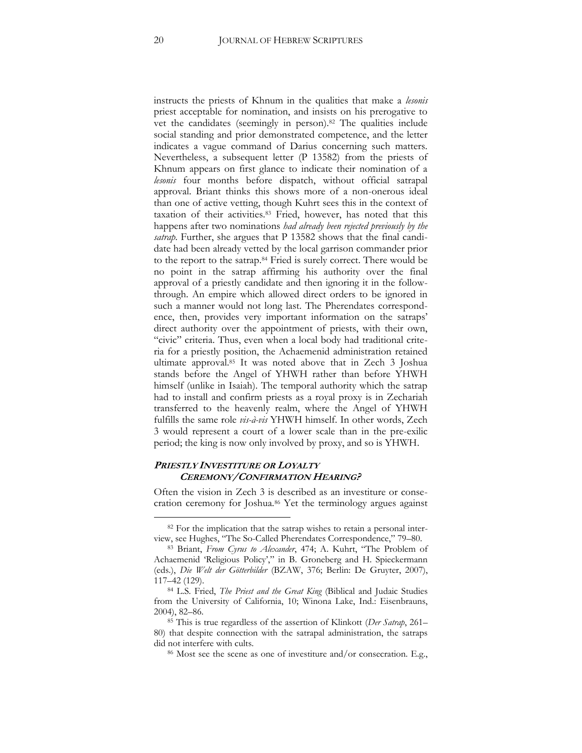instructs the priests of Khnum in the qualities that make a *lesonis* priest acceptable for nomination, and insists on his prerogative to vet the candidates (seemingly in person).[82] The qualities include social standing and prior demonstrated competence, and the letter indicates a vague command of Darius concerning such matters. Nevertheless, a subsequent letter (P 13582) from the priests of Khnum appears on first glance to indicate their nomination of a *lesonis* four months before dispatch, without official satrapal approval. Briant thinks this shows more of a non-onerous ideal than one of active vetting, though Kuhrt sees this in the context of taxation of their activities.[83] Fried, however, has noted that this happens after two nominations *had already been rejected previously by the satrap*. Further, she argues that P 13582 shows that the final candidate had been already vetted by the local garrison commander prior to the report to the satrap.[84] Fried is surely correct. There would be no point in the satrap affirming his authority over the final approval of a priestly candidate and then ignoring it in the follow-through. An empire which allowed direct orders to be ignored in such a manner would not long last. The Pherendates correspondence, then, provides very important information on the satraps' direct authority over the appointment of priests, with their own, "civic" criteria. Thus, even when a local body had traditional criteria for a priestly position, the Achaemenid administration retained ultimate approval.[85] It was noted above that in Zech 3 Joshua stands before the Angel of YHWH rather than before YHWH himself (unlike in Isaiah). The temporal authority which the satrap had to install and confirm priests as a royal proxy is in Zechariah transferred to the heavenly realm, where the Angel of YHWH fulfills the same role *vis-à-vis* YHWH himself. In other words, Zech 3 would represent a court of a lower scale than in the pre-exilic period; the king is now only involved by proxy, and so is YHWH.

## *PRIESTLY INVESTITURE OR LOYALTY CEREMONY/CONFIRMATION HEARING?*

Often the vision in Zech 3 is described as an investiture or consecration ceremony for Joshua.[86] Yet the terminology argues against

---

[82] For the implication that the satrap wishes to retain a personal interview, see Hughes, "The So-Called Pherendates Correspondence," 79–80.

[83] Briant, *From Cyrus to Alexander*, 474; A. Kuhrt, "The Problem of Achaemenid 'Religious Policy'," in B. Groneberg and H. Spieckermann (eds.), *Die Welt der Götterbilder* (BZAW, 376; Berlin: De Gruyter, 2007), 117–42 (129).

[84] L.S. Fried, *The Priest and the Great King* (Biblical and Judaic Studies from the University of California, 10; Winona Lake, Ind.: Eisenbrauns, 2004), 82–86.

[85] This is true regardless of the assertion of Klinkott (*Der Satrap*, 261–80) that despite connection with the satrapal administration, the satraps did not interfere with cults.

[86] Most see the scene as one of investiture and/or consecration. E.g.,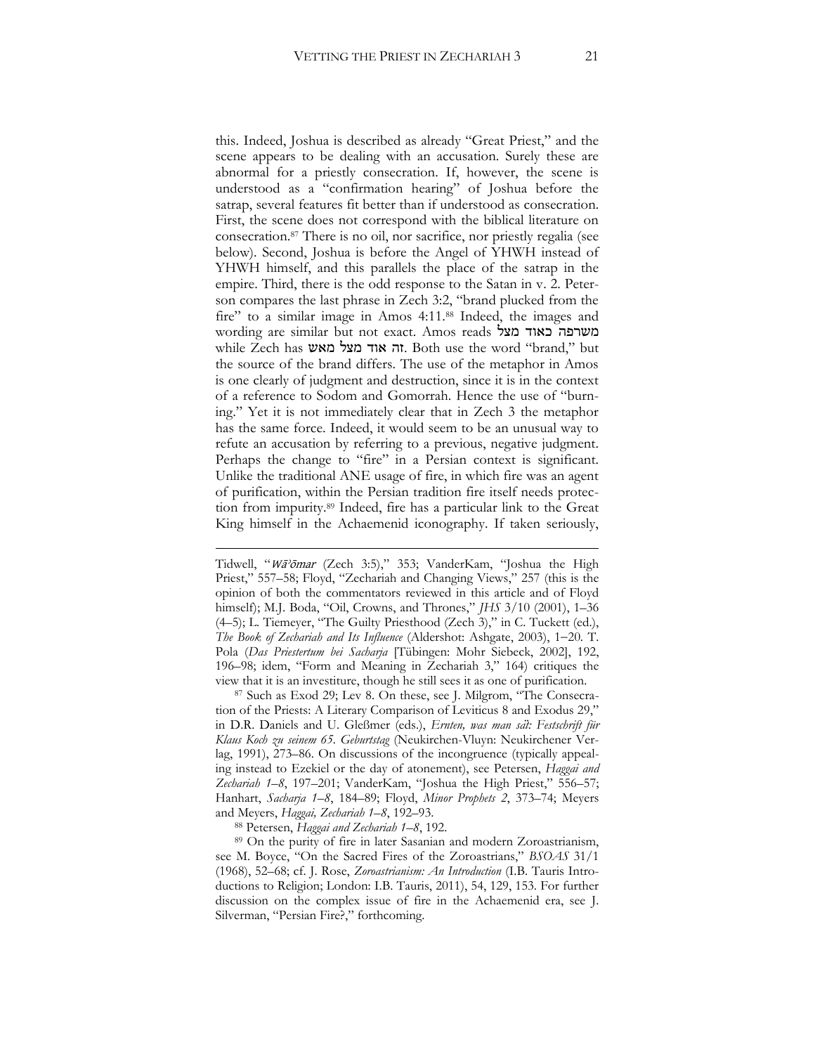this. Indeed, Joshua is described as already "Great Priest," and the scene appears to be dealing with an accusation. Surely these are abnormal for a priestly consecration. If, however, the scene is understood as a "confirmation hearing" of Joshua before the satrap, several features fit better than if understood as consecration. First, the scene does not correspond with the biblical literature on consecration.[87] There is no oil, nor sacrifice, nor priestly regalia (see below). Second, Joshua is before the Angel of YHWH instead of YHWH himself, and this parallels the place of the satrap in the empire. Third, there is the odd response to the Satan in v. 2. Peterson compares the last phrase in Zech 3:2, "brand plucked from the fire" to a similar image in Amos 4:11.[88] Indeed, the images and wording are similar but not exact. Amos reads כאוד מצל משרפה while Zech has זה אוד מצל מאש. Both use the word "brand," but the source of the brand differs. The use of the metaphor in Amos is one clearly of judgment and destruction, since it is in the context of a reference to Sodom and Gomorrah. Hence the use of "burning." Yet it is not immediately clear that in Zech 3 the metaphor has the same force. Indeed, it would seem to be an unusual way to refute an accusation by referring to a previous, negative judgment. Perhaps the change to "fire" in a Persian context is significant. Unlike the traditional ANE usage of fire, in which fire was an agent of purification, within the Persian tradition fire itself needs protection from impurity.[89] Indeed, fire has a particular link to the Great King himself in the Achaemenid iconography. If taken seriously,

---

Tidwell, "*Wāʾōmar* (Zech 3:5)," 353; VanderKam, "Joshua the High Priest," 557–58; Floyd, "Zechariah and Changing Views," 257 (this is the opinion of both the commentators reviewed in this article and of Floyd himself); M.J. Boda, "Oil, Crowns, and Thrones," *JHS* 3/10 (2001), 1–36 (4–5); L. Tiemeyer, "The Guilty Priesthood (Zech 3)," in C. Tuckett (ed.), *The Book of Zechariah and Its Influence* (Aldershot: Ashgate, 2003), 1–20. T. Pola (*Das Priestertum bei Sacharja* [Tübingen: Mohr Siebeck, 2002], 192, 196–98; idem, "Form and Meaning in Zechariah 3," 164) critiques the view that it is an investiture, though he still sees it as one of purification.

[87] Such as Exod 29; Lev 8. On these, see J. Milgrom, "The Consecration of the Priests: A Literary Comparison of Leviticus 8 and Exodus 29," in D.R. Daniels and U. Gleßmer (eds.), *Ernten, was man sät: Festschrift für Klaus Koch zu seinem 65. Geburtstag* (Neukirchen-Vluyn: Neukirchener Verlag, 1991), 273–86. On discussions of the incongruence (typically appealing instead to Ezekiel or the day of atonement), see Petersen, *Haggai and Zechariah 1–8*, 197–201; VanderKam, "Joshua the High Priest," 556–57; Hanhart, *Sacharja 1–8*, 184–89; Floyd, *Minor Prophets 2*, 373–74; Meyers and Meyers, *Haggai, Zechariah 1–8*, 192–93.

[88] Petersen, *Haggai and Zechariah 1–8*, 192.

[89] On the purity of fire in later Sasanian and modern Zoroastrianism, see M. Boyce, "On the Sacred Fires of the Zoroastrians," *BSOAS* 31/1 (1968), 52–68; cf. J. Rose, *Zoroastrianism: An Introduction* (I.B. Tauris Introductions to Religion; London: I.B. Tauris, 2011), 54, 129, 153. For further discussion on the complex issue of fire in the Achaemenid era, see J. Silverman, "Persian Fire?," forthcoming.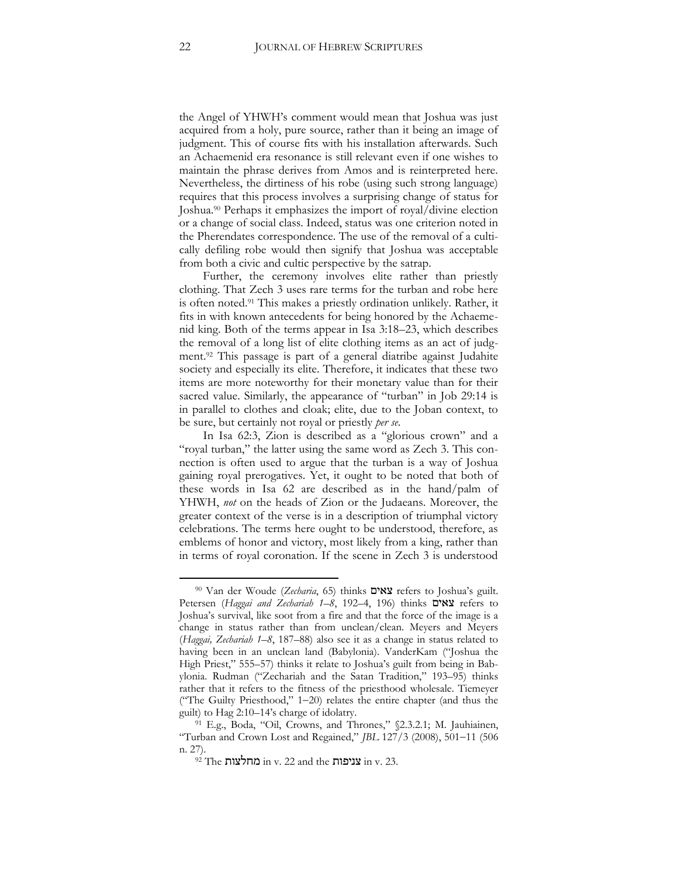the Angel of YHWH's comment would mean that Joshua was just acquired from a holy, pure source, rather than it being an image of judgment. This of course fits with his installation afterwards. Such an Achaemenid era resonance is still relevant even if one wishes to maintain the phrase derives from Amos and is reinterpreted here. Nevertheless, the dirtiness of his robe (using such strong language) requires that this process involves a surprising change of status for Joshua.[90] Perhaps it emphasizes the import of royal/divine election or a change of social class. Indeed, status was one criterion noted in the Pherendates correspondence. The use of the removal of a cultically defiling robe would then signify that Joshua was acceptable from both a civic and cultic perspective by the satrap.

Further, the ceremony involves elite rather than priestly clothing. That Zech 3 uses rare terms for the turban and robe here is often noted.[91] This makes a priestly ordination unlikely. Rather, it fits in with known antecedents for being honored by the Achaemenid king. Both of the terms appear in Isa 3:18–23, which describes the removal of a long list of elite clothing items as an act of judgment.[92] This passage is part of a general diatribe against Judahite society and especially its elite. Therefore, it indicates that these two items are more noteworthy for their monetary value than for their sacred value. Similarly, the appearance of "turban" in Job 29:14 is in parallel to clothes and cloak; elite, due to the Joban context, to be sure, but certainly not royal or priestly *per se*.

In Isa 62:3, Zion is described as a "glorious crown" and a "royal turban," the latter using the same word as Zech 3. This connection is often used to argue that the turban is a way of Joshua gaining royal prerogatives. Yet, it ought to be noted that both of these words in Isa 62 are described as in the hand/palm of YHWH, *not* on the heads of Zion or the Judaeans. Moreover, the greater context of the verse is in a description of triumphal victory celebrations. The terms here ought to be understood, therefore, as emblems of honor and victory, most likely from a king, rather than in terms of royal coronation. If the scene in Zech 3 is understood

---

[90] Van der Woude (*Zecharia*, 65) thinks צאים refers to Joshua's guilt. Petersen (*Haggai and Zechariah 1–8*, 192–4, 196) thinks צאים refers to Joshua's survival, like soot from a fire and that the force of the image is a change in status rather than from unclean/clean. Meyers and Meyers (*Haggai, Zechariah 1–8*, 187–88) also see it as a change in status related to having been in an unclean land (Babylonia). VanderKam ("Joshua the High Priest," 555–57) thinks it relate to Joshua's guilt from being in Babylonia. Rudman ("Zechariah and the Satan Tradition," 193–95) thinks rather that it refers to the fitness of the priesthood wholesale. Tiemeyer ("The Guilty Priesthood," 1–20) relates the entire chapter (and thus the guilt) to Hag 2:10–14's charge of idolatry.

[91] E.g., Boda, "Oil, Crowns, and Thrones," §2.3.2.1; M. Jauhiainen, "Turban and Crown Lost and Regained," *JBL* 127/3 (2008), 501–11 (506 n. 27).

[92] The מחלצות in v. 22 and the צניפות in v. 23.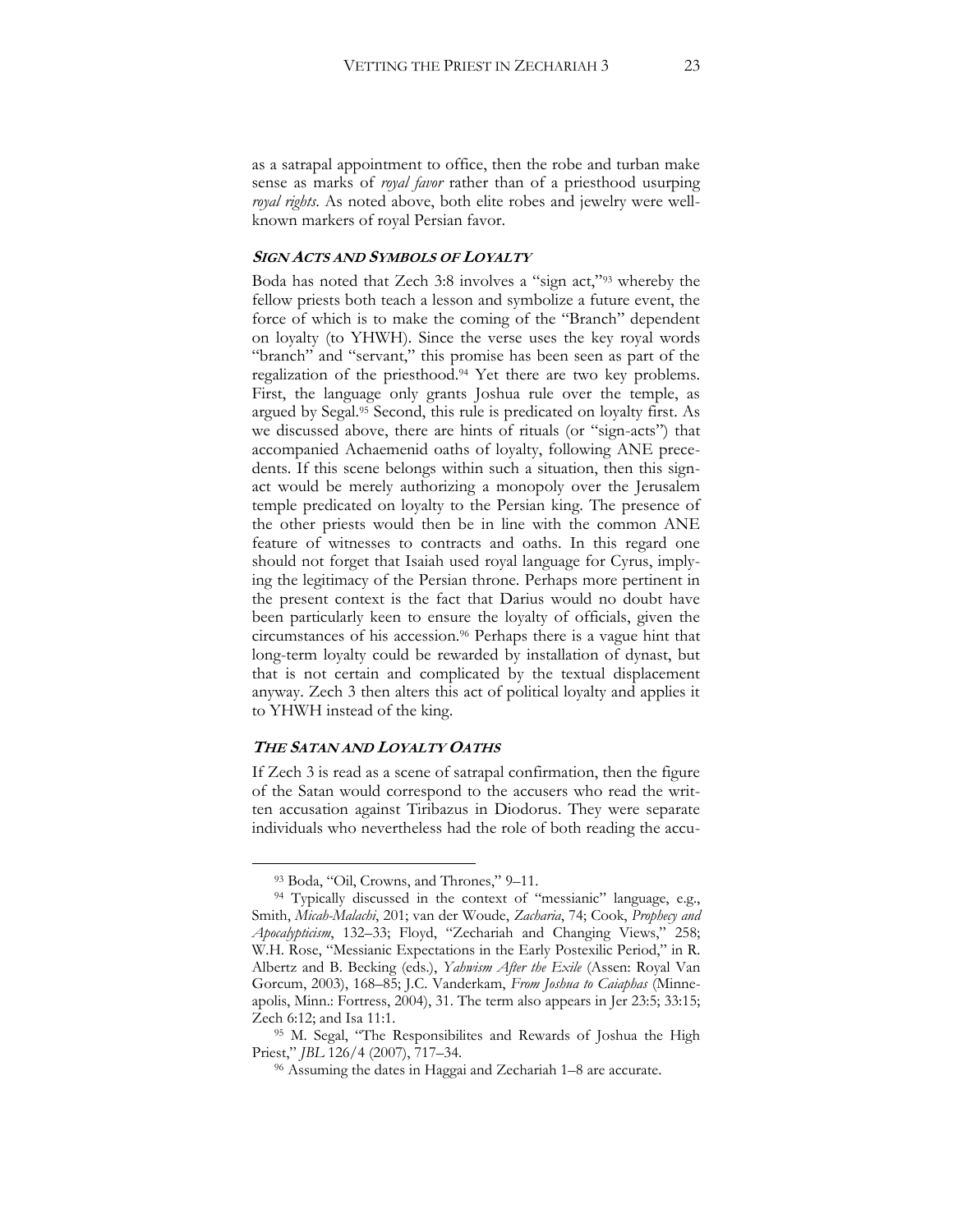as a satrapal appointment to office, then the robe and turban make sense as marks of *royal favor* rather than of a priesthood usurping *royal rights*. As noted above, both elite robes and jewelry were well-known markers of royal Persian favor.

### *SIGN ACTS AND SYMBOLS OF LOYALTY*

Boda has noted that Zech 3:8 involves a "sign act,"[93] whereby the fellow priests both teach a lesson and symbolize a future event, the force of which is to make the coming of the "Branch" dependent on loyalty (to YHWH). Since the verse uses the key royal words "branch" and "servant," this promise has been seen as part of the regalization of the priesthood.[94] Yet there are two key problems. First, the language only grants Joshua rule over the temple, as argued by Segal.[95] Second, this rule is predicated on loyalty first. As we discussed above, there are hints of rituals (or "sign-acts") that accompanied Achaemenid oaths of loyalty, following ANE precedents. If this scene belongs within such a situation, then this sign-act would be merely authorizing a monopoly over the Jerusalem temple predicated on loyalty to the Persian king. The presence of the other priests would then be in line with the common ANE feature of witnesses to contracts and oaths. In this regard one should not forget that Isaiah used royal language for Cyrus, implying the legitimacy of the Persian throne. Perhaps more pertinent in the present context is the fact that Darius would no doubt have been particularly keen to ensure the loyalty of officials, given the circumstances of his accession.[96] Perhaps there is a vague hint that long-term loyalty could be rewarded by installation of dynast, but that is not certain and complicated by the textual displacement anyway. Zech 3 then alters this act of political loyalty and applies it to YHWH instead of the king.

### *THE SATAN AND LOYALTY OATHS*

If Zech 3 is read as a scene of satrapal confirmation, then the figure of the Satan would correspond to the accusers who read the written accusation against Tiribazus in Diodorus. They were separate individuals who nevertheless had the role of both reading the accu-

---

[93] Boda, "Oil, Crowns, and Thrones," 9–11.

[94] Typically discussed in the context of "messianic" language, e.g., Smith, *Micah-Malachi*, 201; van der Woude, *Zacharia*, 74; Cook, *Prophecy and Apocalypticism*, 132–33; Floyd, "Zechariah and Changing Views," 258; W.H. Rose, "Messianic Expectations in the Early Postexilic Period," in R. Albertz and B. Becking (eds.), *Yahwism After the Exile* (Assen: Royal Van Gorcum, 2003), 168–85; J.C. Vanderkam, *From Joshua to Caiaphas* (Minneapolis, Minn.: Fortress, 2004), 31. The term also appears in Jer 23:5; 33:15; Zech 6:12; and Isa 11:1.

[95] M. Segal, "The Responsibilites and Rewards of Joshua the High Priest," *JBL* 126/4 (2007), 717–34.

[96] Assuming the dates in Haggai and Zechariah 1–8 are accurate.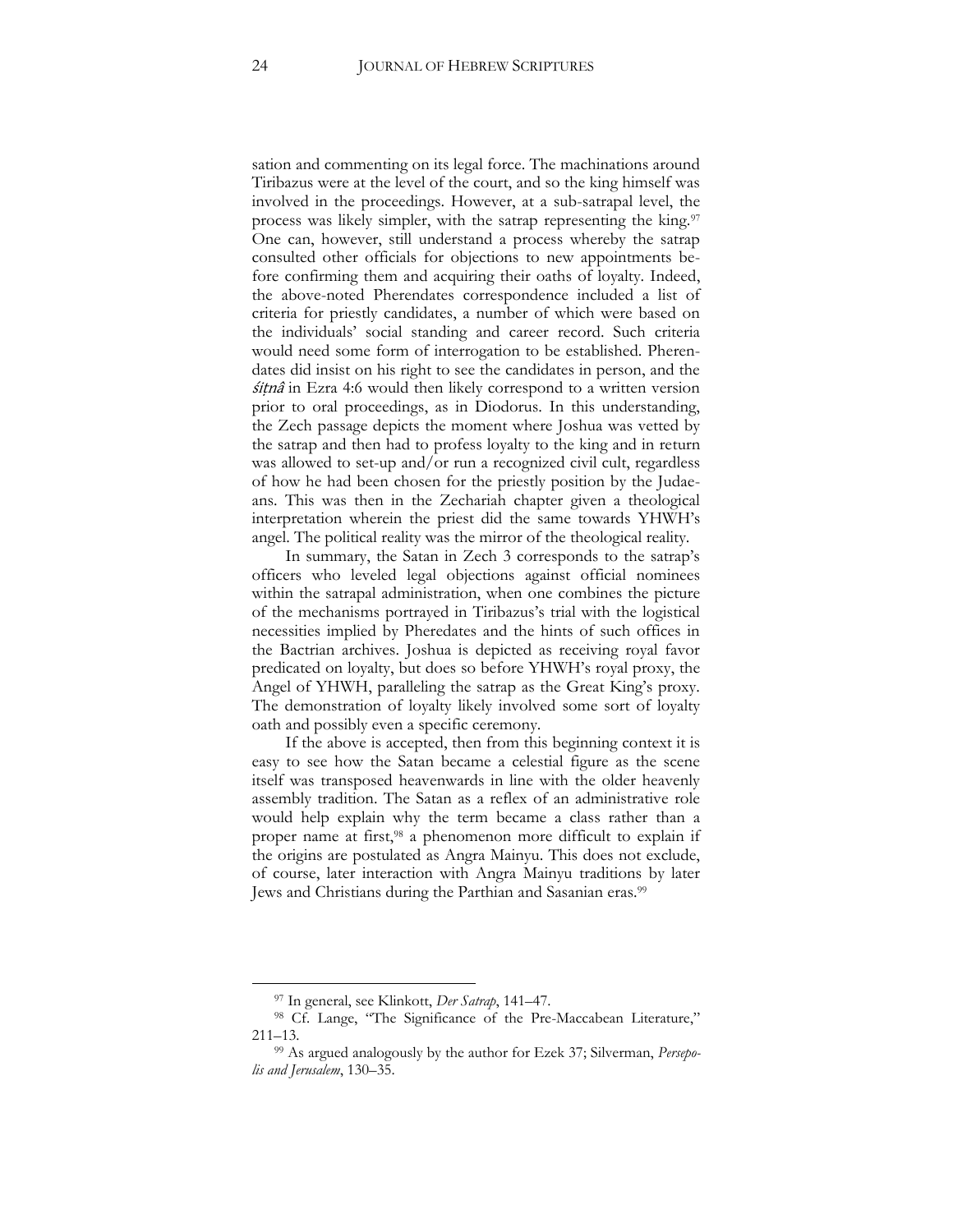sation and commenting on its legal force. The machinations around Tiribazus were at the level of the court, and so the king himself was involved in the proceedings. However, at a sub-satrapal level, the process was likely simpler, with the satrap representing the king.[97] One can, however, still understand a process whereby the satrap consulted other officials for objections to new appointments before confirming them and acquiring their oaths of loyalty. Indeed, the above-noted Pherendates correspondence included a list of criteria for priestly candidates, a number of which were based on the individuals' social standing and career record. Such criteria would need some form of interrogation to be established. Pherendates did insist on his right to see the candidates in person, and the *śiṭnâ* in Ezra 4:6 would then likely correspond to a written version prior to oral proceedings, as in Diodorus. In this understanding, the Zech passage depicts the moment where Joshua was vetted by the satrap and then had to profess loyalty to the king and in return was allowed to set-up and/or run a recognized civil cult, regardless of how he had been chosen for the priestly position by the Judaeans. This was then in the Zechariah chapter given a theological interpretation wherein the priest did the same towards YHWH's angel. The political reality was the mirror of the theological reality.

In summary, the Satan in Zech 3 corresponds to the satrap's officers who leveled legal objections against official nominees within the satrapal administration, when one combines the picture of the mechanisms portrayed in Tiribazus's trial with the logistical necessities implied by Pheredates and the hints of such offices in the Bactrian archives. Joshua is depicted as receiving royal favor predicated on loyalty, but does so before YHWH's royal proxy, the Angel of YHWH, paralleling the satrap as the Great King's proxy. The demonstration of loyalty likely involved some sort of loyalty oath and possibly even a specific ceremony.

If the above is accepted, then from this beginning context it is easy to see how the Satan became a celestial figure as the scene itself was transposed heavenwards in line with the older heavenly assembly tradition. The Satan as a reflex of an administrative role would help explain why the term became a class rather than a proper name at first,[98] a phenomenon more difficult to explain if the origins are postulated as Angra Mainyu. This does not exclude, of course, later interaction with Angra Mainyu traditions by later Jews and Christians during the Parthian and Sasanian eras.[99]

---

[97] In general, see Klinkott, *Der Satrap*, 141–47.

[98] Cf. Lange, "The Significance of the Pre-Maccabean Literature," 211–13.

[99] As argued analogously by the author for Ezek 37; Silverman, *Persepolis and Jerusalem*, 130–35.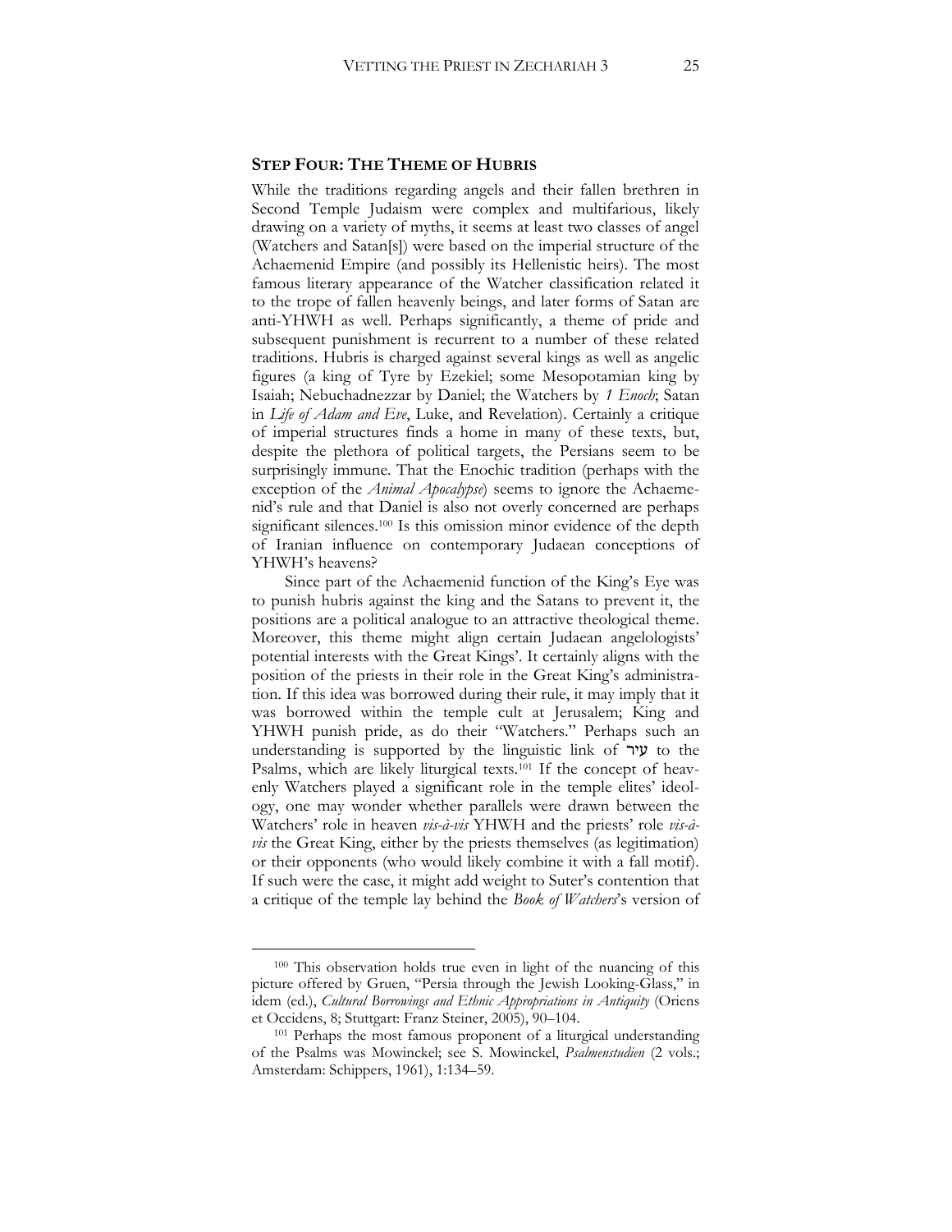## STEP FOUR: THE THEME OF HUBRIS

While the traditions regarding angels and their fallen brethren in Second Temple Judaism were complex and multifarious, likely drawing on a variety of myths, it seems at least two classes of angel (Watchers and Satan[s]) were based on the imperial structure of the Achaemenid Empire (and possibly its Hellenistic heirs). The most famous literary appearance of the Watcher classification related it to the trope of fallen heavenly beings, and later forms of Satan are anti-YHWH as well. Perhaps significantly, a theme of pride and subsequent punishment is recurrent to a number of these related traditions. Hubris is charged against several kings as well as angelic figures (a king of Tyre by Ezekiel; some Mesopotamian king by Isaiah; Nebuchadnezzar by Daniel; the Watchers by *1 Enoch*; Satan in *Life of Adam and Eve*, Luke, and Revelation). Certainly a critique of imperial structures finds a home in many of these texts, but, despite the plethora of political targets, the Persians seem to be surprisingly immune. That the Enochic tradition (perhaps with the exception of the *Animal Apocalypse*) seems to ignore the Achaemenid's rule and that Daniel is also not overly concerned are perhaps significant silences.[100] Is this omission minor evidence of the depth of Iranian influence on contemporary Judaean conceptions of YHWH's heavens?

Since part of the Achaemenid function of the King's Eye was to punish hubris against the king and the Satans to prevent it, the positions are a political analogue to an attractive theological theme. Moreover, this theme might align certain Judaean angelologists' potential interests with the Great Kings'. It certainly aligns with the position of the priests in their role in the Great King's administration. If this idea was borrowed during their rule, it may imply that it was borrowed within the temple cult at Jerusalem; King and YHWH punish pride, as do their "Watchers." Perhaps such an understanding is supported by the linguistic link of עיר to the Psalms, which are likely liturgical texts.[101] If the concept of heavenly Watchers played a significant role in the temple elites' ideology, one may wonder whether parallels were drawn between the Watchers' role in heaven *vis-à-vis* YHWH and the priests' role *vis-à-vis* the Great King, either by the priests themselves (as legitimation) or their opponents (who would likely combine it with a fall motif). If such were the case, it might add weight to Suter's contention that a critique of the temple lay behind the *Book of Watchers*'s version of

---

[100] This observation holds true even in light of the nuancing of this picture offered by Gruen, "Persia through the Jewish Looking-Glass," in idem (ed.), *Cultural Borrowings and Ethnic Appropriations in Antiquity* (Oriens et Occidens, 8; Stuttgart: Franz Steiner, 2005), 90–104.

[101] Perhaps the most famous proponent of a liturgical understanding of the Psalms was Mowinckel; see S. Mowinckel, *Psalmenstudien* (2 vols.; Amsterdam: Schippers, 1961), 1:134–59.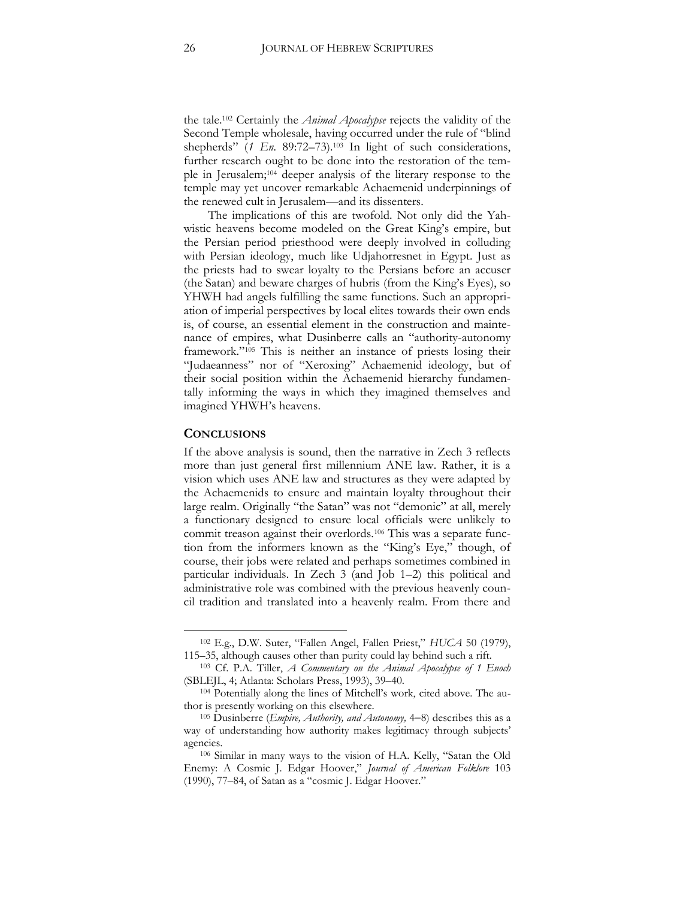the tale.[102] Certainly the *Animal Apocalypse* rejects the validity of the Second Temple wholesale, having occurred under the rule of "blind shepherds" (*1 En.* 89:72–73).[103] In light of such considerations, further research ought to be done into the restoration of the temple in Jerusalem;[104] deeper analysis of the literary response to the temple may yet uncover remarkable Achaemenid underpinnings of the renewed cult in Jerusalem—and its dissenters.

The implications of this are twofold. Not only did the Yahwistic heavens become modeled on the Great King's empire, but the Persian period priesthood were deeply involved in colluding with Persian ideology, much like Udjahorresnet in Egypt. Just as the priests had to swear loyalty to the Persians before an accuser (the Satan) and beware charges of hubris (from the King's Eyes), so YHWH had angels fulfilling the same functions. Such an appropriation of imperial perspectives by local elites towards their own ends is, of course, an essential element in the construction and maintenance of empires, what Dusinberre calls an "authority-autonomy framework."[105] This is neither an instance of priests losing their "Judaeanness" nor of "Xeroxing" Achaemenid ideology, but of their social position within the Achaemenid hierarchy fundamentally informing the ways in which they imagined themselves and imagined YHWH's heavens.

## CONCLUSIONS

If the above analysis is sound, then the narrative in Zech 3 reflects more than just general first millennium ANE law. Rather, it is a vision which uses ANE law and structures as they were adapted by the Achaemenids to ensure and maintain loyalty throughout their large realm. Originally "the Satan" was not "demonic" at all, merely a functionary designed to ensure local officials were unlikely to commit treason against their overlords.[106] This was a separate function from the informers known as the "King's Eye," though, of course, their jobs were related and perhaps sometimes combined in particular individuals. In Zech 3 (and Job 1–2) this political and administrative role was combined with the previous heavenly council tradition and translated into a heavenly realm. From there and

---

[102] E.g., D.W. Suter, "Fallen Angel, Fallen Priest," *HUCA* 50 (1979), 115–35, although causes other than purity could lay behind such a rift.

[103] Cf. P.A. Tiller, *A Commentary on the Animal Apocalypse of 1 Enoch* (SBLEJL, 4; Atlanta: Scholars Press, 1993), 39–40.

[104] Potentially along the lines of Mitchell's work, cited above. The author is presently working on this elsewhere.

[105] Dusinberre (*Empire, Authority, and Autonomy,* 4–8) describes this as a way of understanding how authority makes legitimacy through subjects' agencies.

[106] Similar in many ways to the vision of H.A. Kelly, "Satan the Old Enemy: A Cosmic J. Edgar Hoover," *Journal of American Folklore* 103 (1990), 77–84, of Satan as a "cosmic J. Edgar Hoover."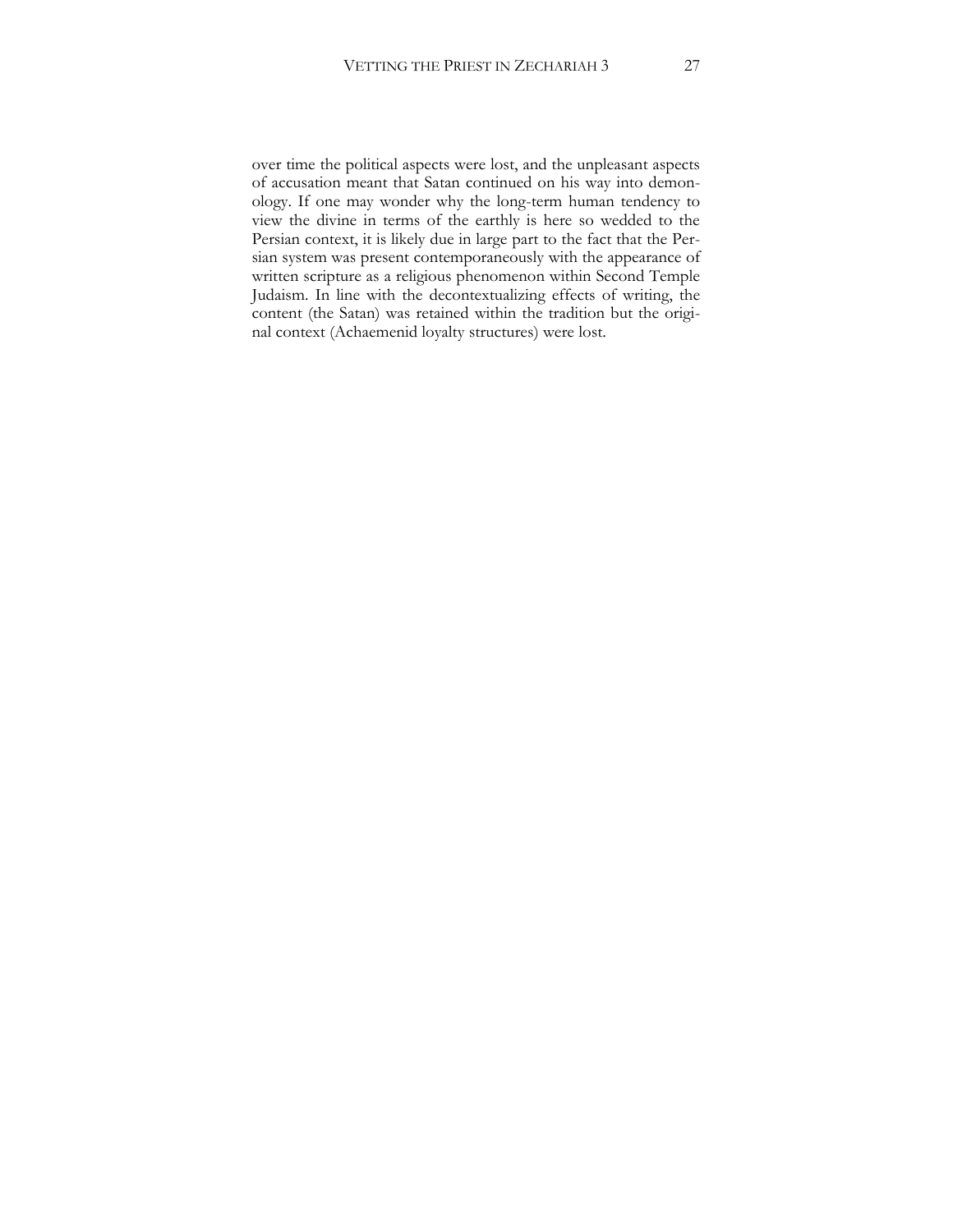over time the political aspects were lost, and the unpleasant aspects of accusation meant that Satan continued on his way into demonology. If one may wonder why the long-term human tendency to view the divine in terms of the earthly is here so wedded to the Persian context, it is likely due in large part to the fact that the Persian system was present contemporaneously with the appearance of written scripture as a religious phenomenon within Second Temple Judaism. In line with the decontextualizing effects of writing, the content (the Satan) was retained within the tradition but the original context (Achaemenid loyalty structures) were lost.